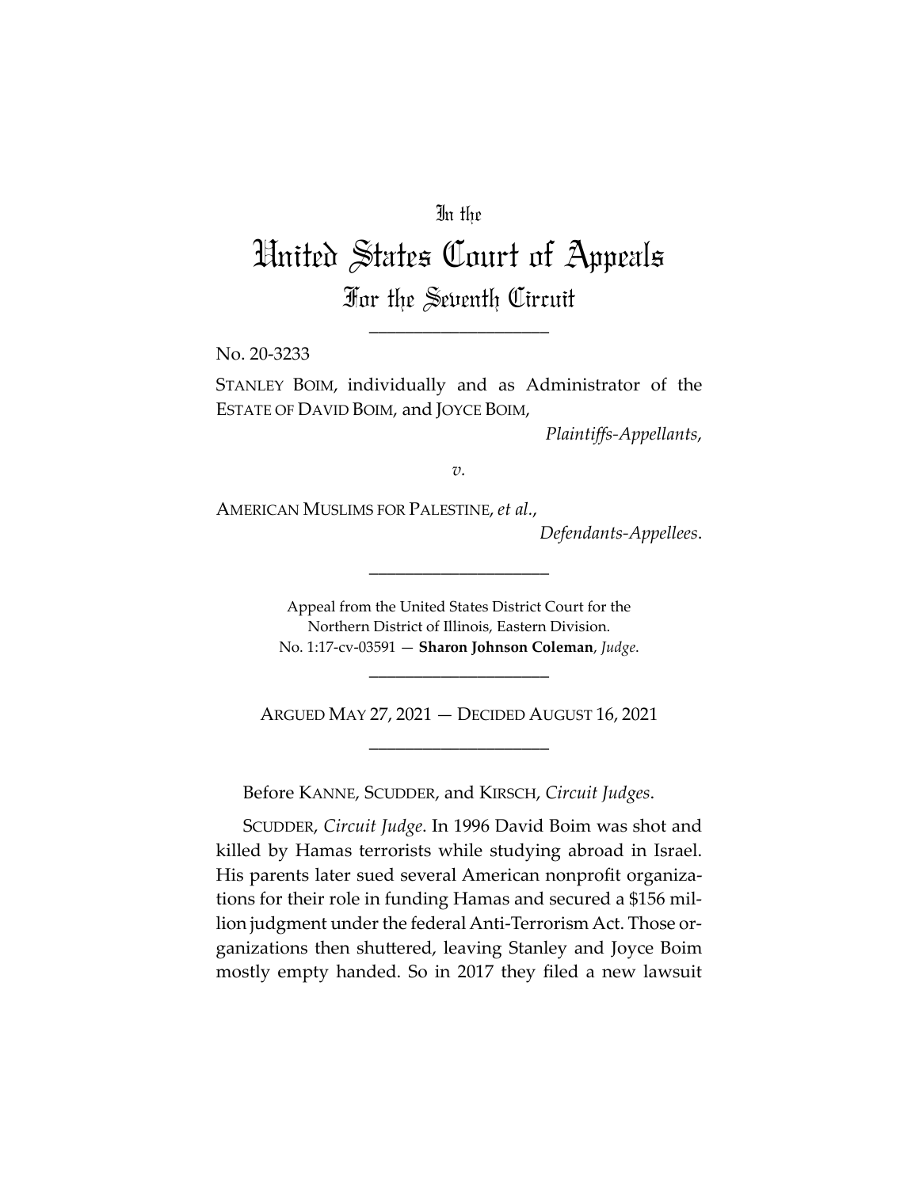In the

# United States Court of Appeals
## For the Seventh Circuit

____________________

No. 20-3233

STANLEY BOIM, individually and as Administrator of the ESTATE OF DAVID BOIM, and JOYCE BOIM,

*Plaintiffs-Appellants*,

*v.*

AMERICAN MUSLIMS FOR PALESTINE, *et al.*,

*Defendants-Appellees*.

____________________

Appeal from the United States District Court for the Northern District of Illinois, Eastern Division.
No. 1:17-cv-03591 — **Sharon Johnson Coleman**, *Judge*.

____________________

ARGUED MAY 27, 2021 — DECIDED AUGUST 16, 2021

____________________

Before KANNE, SCUDDER, and KIRSCH, *Circuit Judges*.

SCUDDER, *Circuit Judge*. In 1996 David Boim was shot and killed by Hamas terrorists while studying abroad in Israel. His parents later sued several American nonprofit organizations for their role in funding Hamas and secured a $156 million judgment under the federal Anti-Terrorism Act. Those organizations then shuttered, leaving Stanley and Joyce Boim mostly empty handed. So in 2017 they filed a new lawsuit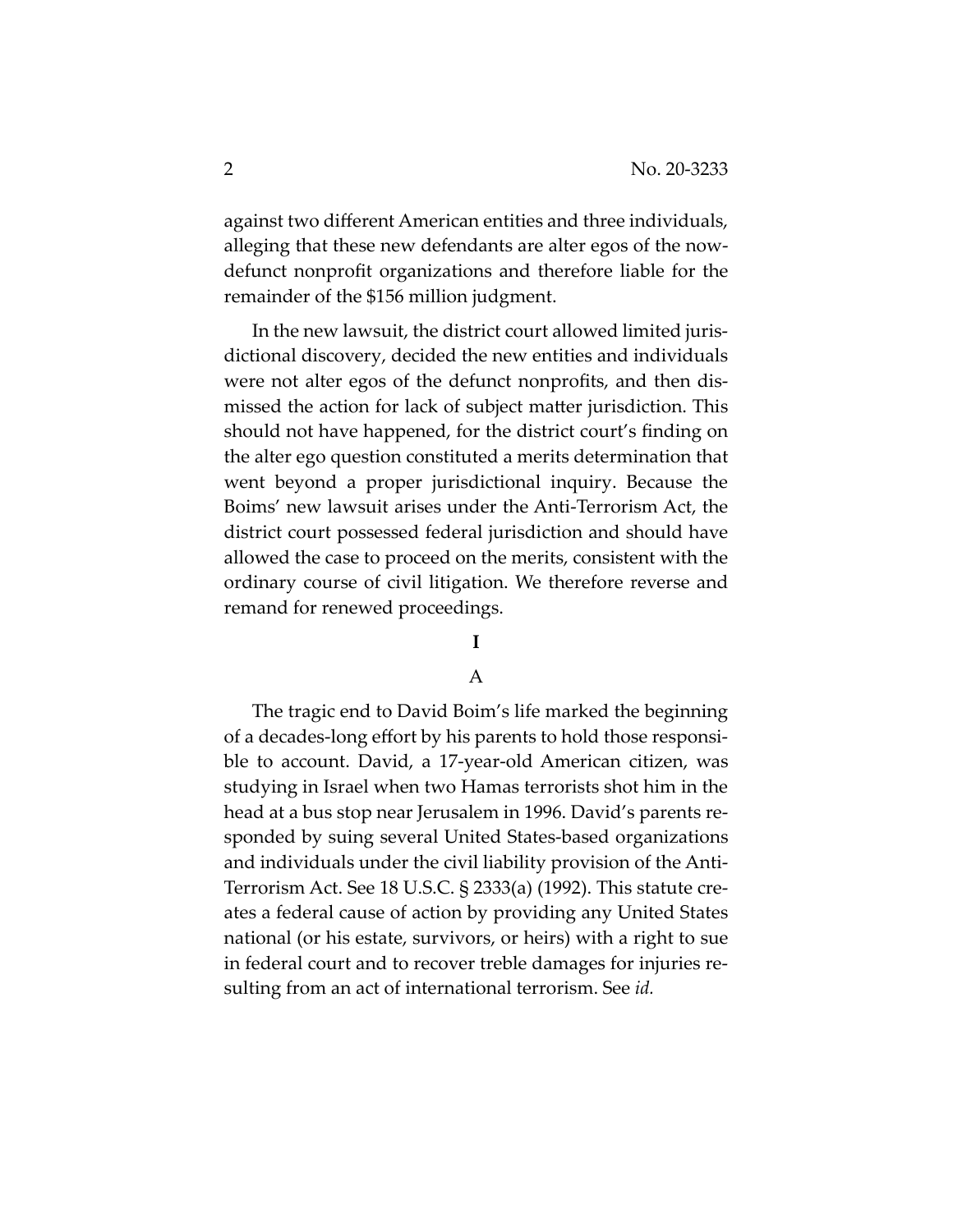against two different American entities and three individuals, alleging that these new defendants are alter egos of the now-defunct nonprofit organizations and therefore liable for the remainder of the $156 million judgment.

In the new lawsuit, the district court allowed limited jurisdictional discovery, decided the new entities and individuals were not alter egos of the defunct nonprofits, and then dismissed the action for lack of subject matter jurisdiction. This should not have happened, for the district court's finding on the alter ego question constituted a merits determination that went beyond a proper jurisdictional inquiry. Because the Boims' new lawsuit arises under the Anti-Terrorism Act, the district court possessed federal jurisdiction and should have allowed the case to proceed on the merits, consistent with the ordinary course of civil litigation. We therefore reverse and remand for renewed proceedings.

# I

## A

The tragic end to David Boim's life marked the beginning of a decades-long effort by his parents to hold those responsible to account. David, a 17-year-old American citizen, was studying in Israel when two Hamas terrorists shot him in the head at a bus stop near Jerusalem in 1996. David's parents responded by suing several United States-based organizations and individuals under the civil liability provision of the Anti-Terrorism Act. See 18 U.S.C. § 2333(a) (1992). This statute creates a federal cause of action by providing any United States national (or his estate, survivors, or heirs) with a right to sue in federal court and to recover treble damages for injuries resulting from an act of international terrorism. See *id.*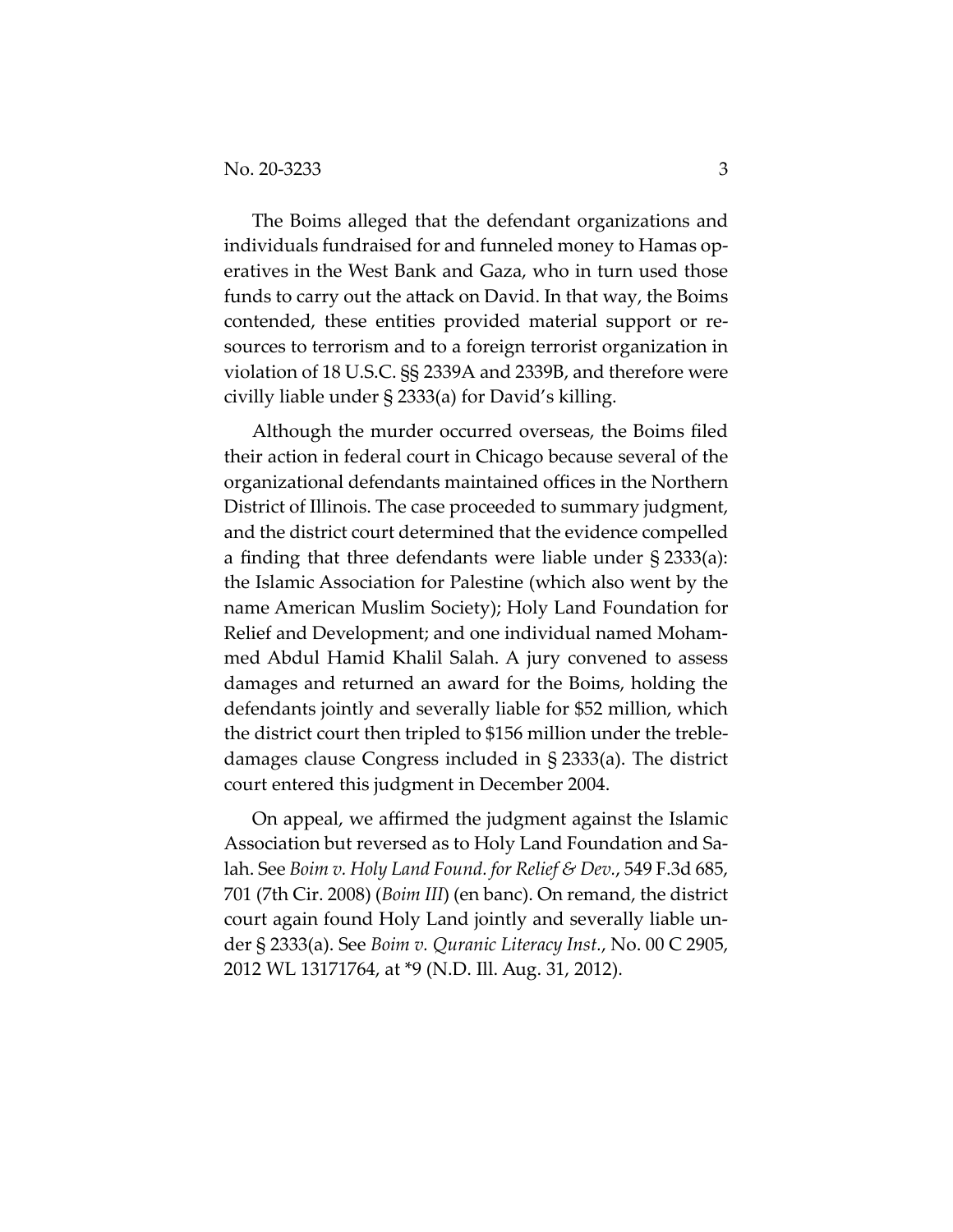The Boims alleged that the defendant organizations and individuals fundraised for and funneled money to Hamas operatives in the West Bank and Gaza, who in turn used those funds to carry out the attack on David. In that way, the Boims contended, these entities provided material support or resources to terrorism and to a foreign terrorist organization in violation of 18 U.S.C. §§ 2339A and 2339B, and therefore were civilly liable under § 2333(a) for David's killing.

Although the murder occurred overseas, the Boims filed their action in federal court in Chicago because several of the organizational defendants maintained offices in the Northern District of Illinois. The case proceeded to summary judgment, and the district court determined that the evidence compelled a finding that three defendants were liable under § 2333(a): the Islamic Association for Palestine (which also went by the name American Muslim Society); Holy Land Foundation for Relief and Development; and one individual named Mohammed Abdul Hamid Khalil Salah. A jury convened to assess damages and returned an award for the Boims, holding the defendants jointly and severally liable for $52 million, which the district court then tripled to $156 million under the treble-damages clause Congress included in § 2333(a). The district court entered this judgment in December 2004.

On appeal, we affirmed the judgment against the Islamic Association but reversed as to Holy Land Foundation and Salah. See *Boim v. Holy Land Found. for Relief & Dev.*, 549 F.3d 685, 701 (7th Cir. 2008) (*Boim III*) (en banc). On remand, the district court again found Holy Land jointly and severally liable under § 2333(a). See *Boim v. Quranic Literacy Inst.*, No. 00 C 2905, 2012 WL 13171764, at *9 (N.D. Ill. Aug. 31, 2012).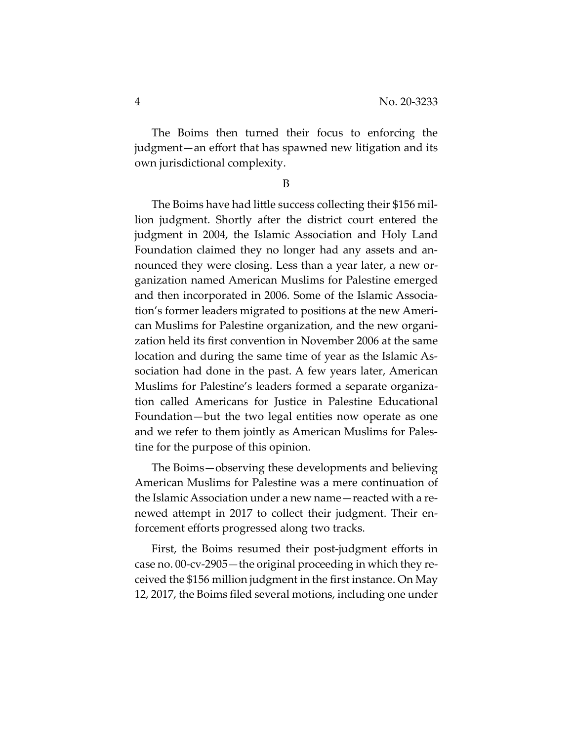The Boims then turned their focus to enforcing the judgment—an effort that has spawned new litigation and its own jurisdictional complexity.

B

The Boims have had little success collecting their $156 million judgment. Shortly after the district court entered the judgment in 2004, the Islamic Association and Holy Land Foundation claimed they no longer had any assets and announced they were closing. Less than a year later, a new organization named American Muslims for Palestine emerged and then incorporated in 2006. Some of the Islamic Association's former leaders migrated to positions at the new American Muslims for Palestine organization, and the new organization held its first convention in November 2006 at the same location and during the same time of year as the Islamic Association had done in the past. A few years later, American Muslims for Palestine's leaders formed a separate organization called Americans for Justice in Palestine Educational Foundation—but the two legal entities now operate as one and we refer to them jointly as American Muslims for Palestine for the purpose of this opinion.

The Boims—observing these developments and believing American Muslims for Palestine was a mere continuation of the Islamic Association under a new name—reacted with a renewed attempt in 2017 to collect their judgment. Their enforcement efforts progressed along two tracks.

First, the Boims resumed their post-judgment efforts in case no. 00-cv-2905—the original proceeding in which they received the $156 million judgment in the first instance. On May 12, 2017, the Boims filed several motions, including one under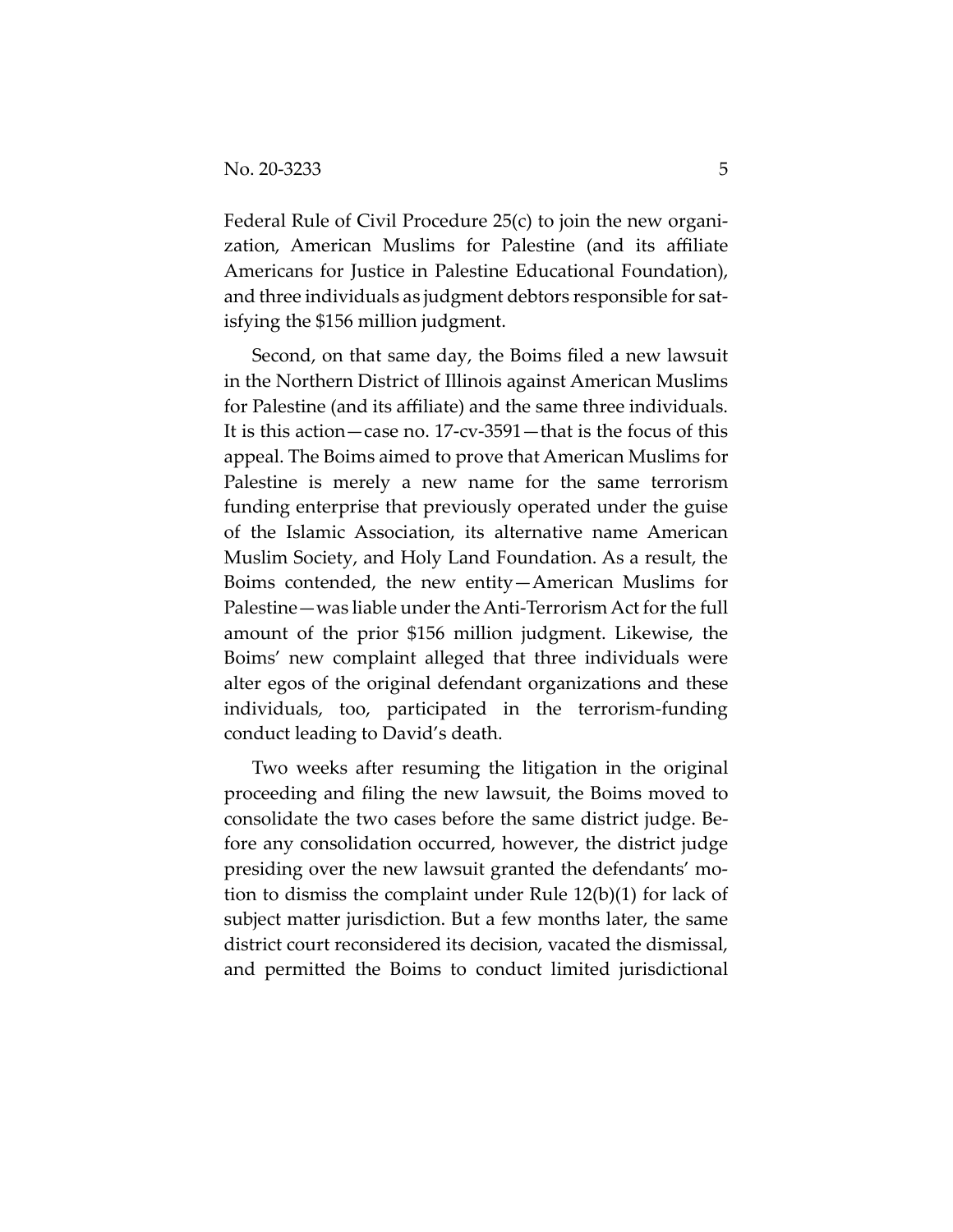Federal Rule of Civil Procedure 25(c) to join the new organization, American Muslims for Palestine (and its affiliate Americans for Justice in Palestine Educational Foundation), and three individuals as judgment debtors responsible for satisfying the $156 million judgment.

Second, on that same day, the Boims filed a new lawsuit in the Northern District of Illinois against American Muslims for Palestine (and its affiliate) and the same three individuals. It is this action—case no. 17-cv-3591—that is the focus of this appeal. The Boims aimed to prove that American Muslims for Palestine is merely a new name for the same terrorism funding enterprise that previously operated under the guise of the Islamic Association, its alternative name American Muslim Society, and Holy Land Foundation. As a result, the Boims contended, the new entity—American Muslims for Palestine—was liable under the Anti-Terrorism Act for the full amount of the prior $156 million judgment. Likewise, the Boims' new complaint alleged that three individuals were alter egos of the original defendant organizations and these individuals, too, participated in the terrorism-funding conduct leading to David's death.

Two weeks after resuming the litigation in the original proceeding and filing the new lawsuit, the Boims moved to consolidate the two cases before the same district judge. Before any consolidation occurred, however, the district judge presiding over the new lawsuit granted the defendants' motion to dismiss the complaint under Rule 12(b)(1) for lack of subject matter jurisdiction. But a few months later, the same district court reconsidered its decision, vacated the dismissal, and permitted the Boims to conduct limited jurisdictional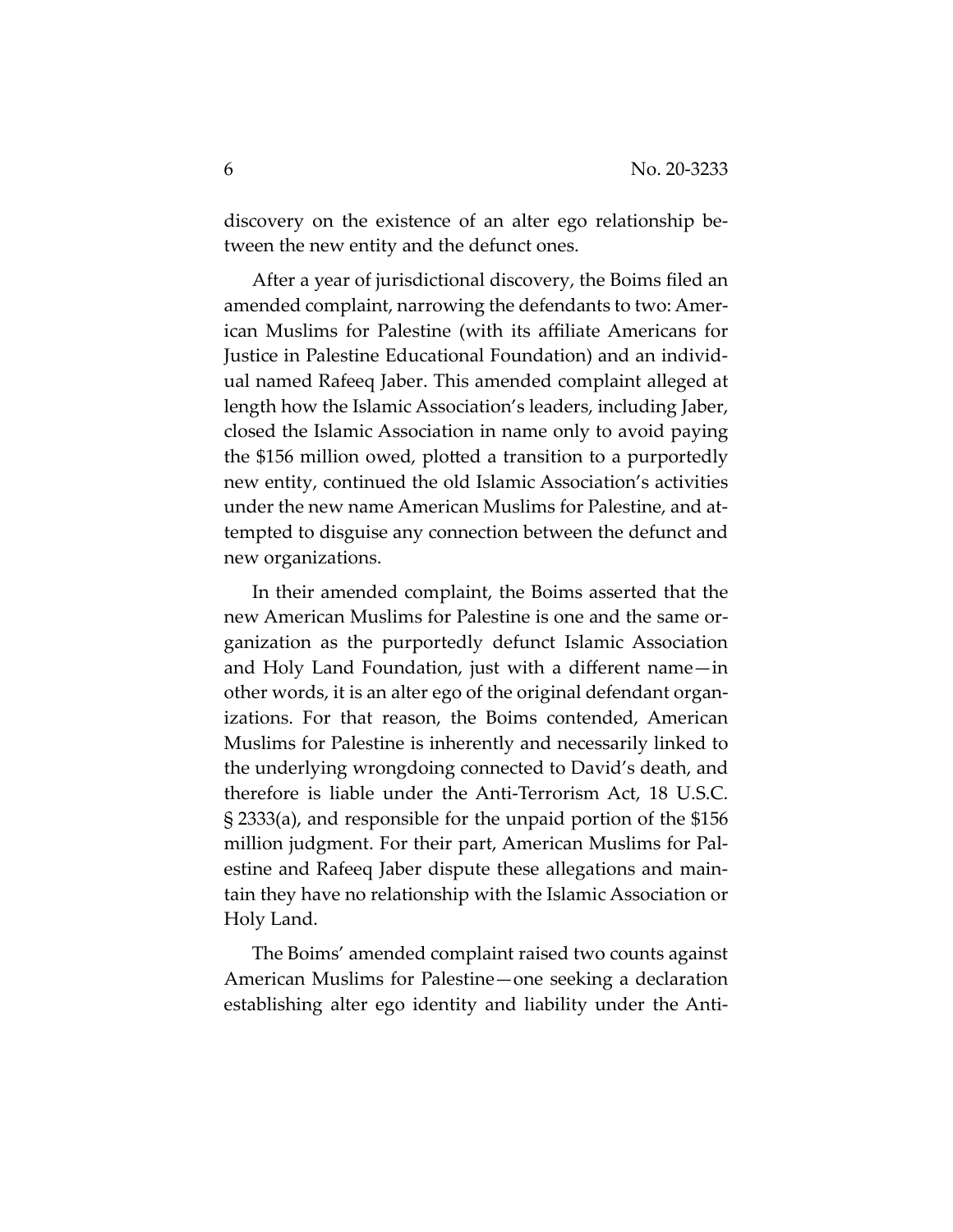discovery on the existence of an alter ego relationship between the new entity and the defunct ones.

After a year of jurisdictional discovery, the Boims filed an amended complaint, narrowing the defendants to two: American Muslims for Palestine (with its affiliate Americans for Justice in Palestine Educational Foundation) and an individual named Rafeeq Jaber. This amended complaint alleged at length how the Islamic Association's leaders, including Jaber, closed the Islamic Association in name only to avoid paying the $156 million owed, plotted a transition to a purportedly new entity, continued the old Islamic Association's activities under the new name American Muslims for Palestine, and attempted to disguise any connection between the defunct and new organizations.

In their amended complaint, the Boims asserted that the new American Muslims for Palestine is one and the same organization as the purportedly defunct Islamic Association and Holy Land Foundation, just with a different name—in other words, it is an alter ego of the original defendant organizations. For that reason, the Boims contended, American Muslims for Palestine is inherently and necessarily linked to the underlying wrongdoing connected to David's death, and therefore is liable under the Anti-Terrorism Act, 18 U.S.C. § 2333(a), and responsible for the unpaid portion of the $156 million judgment. For their part, American Muslims for Palestine and Rafeeq Jaber dispute these allegations and maintain they have no relationship with the Islamic Association or Holy Land.

The Boims' amended complaint raised two counts against American Muslims for Palestine—one seeking a declaration establishing alter ego identity and liability under the Anti-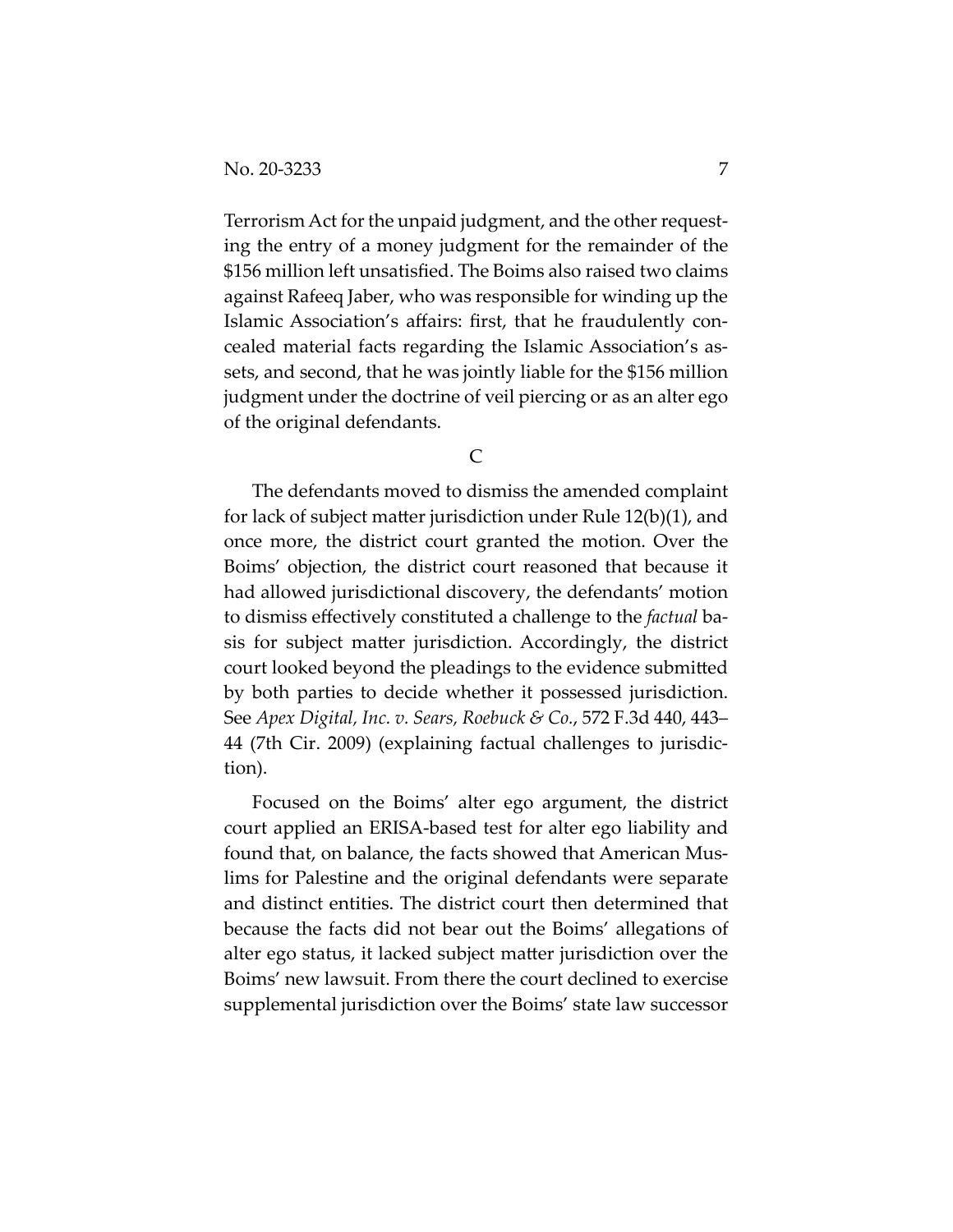Terrorism Act for the unpaid judgment, and the other requesting the entry of a money judgment for the remainder of the $156 million left unsatisfied. The Boims also raised two claims against Rafeeq Jaber, who was responsible for winding up the Islamic Association's affairs: first, that he fraudulently concealed material facts regarding the Islamic Association's assets, and second, that he was jointly liable for the $156 million judgment under the doctrine of veil piercing or as an alter ego of the original defendants.

### C

The defendants moved to dismiss the amended complaint for lack of subject matter jurisdiction under Rule 12(b)(1), and once more, the district court granted the motion. Over the Boims' objection, the district court reasoned that because it had allowed jurisdictional discovery, the defendants' motion to dismiss effectively constituted a challenge to the *factual* basis for subject matter jurisdiction. Accordingly, the district court looked beyond the pleadings to the evidence submitted by both parties to decide whether it possessed jurisdiction. See *Apex Digital, Inc. v. Sears, Roebuck & Co.*, 572 F.3d 440, 443–44 (7th Cir. 2009) (explaining factual challenges to jurisdiction).

Focused on the Boims' alter ego argument, the district court applied an ERISA-based test for alter ego liability and found that, on balance, the facts showed that American Muslims for Palestine and the original defendants were separate and distinct entities. The district court then determined that because the facts did not bear out the Boims' allegations of alter ego status, it lacked subject matter jurisdiction over the Boims' new lawsuit. From there the court declined to exercise supplemental jurisdiction over the Boims' state law successor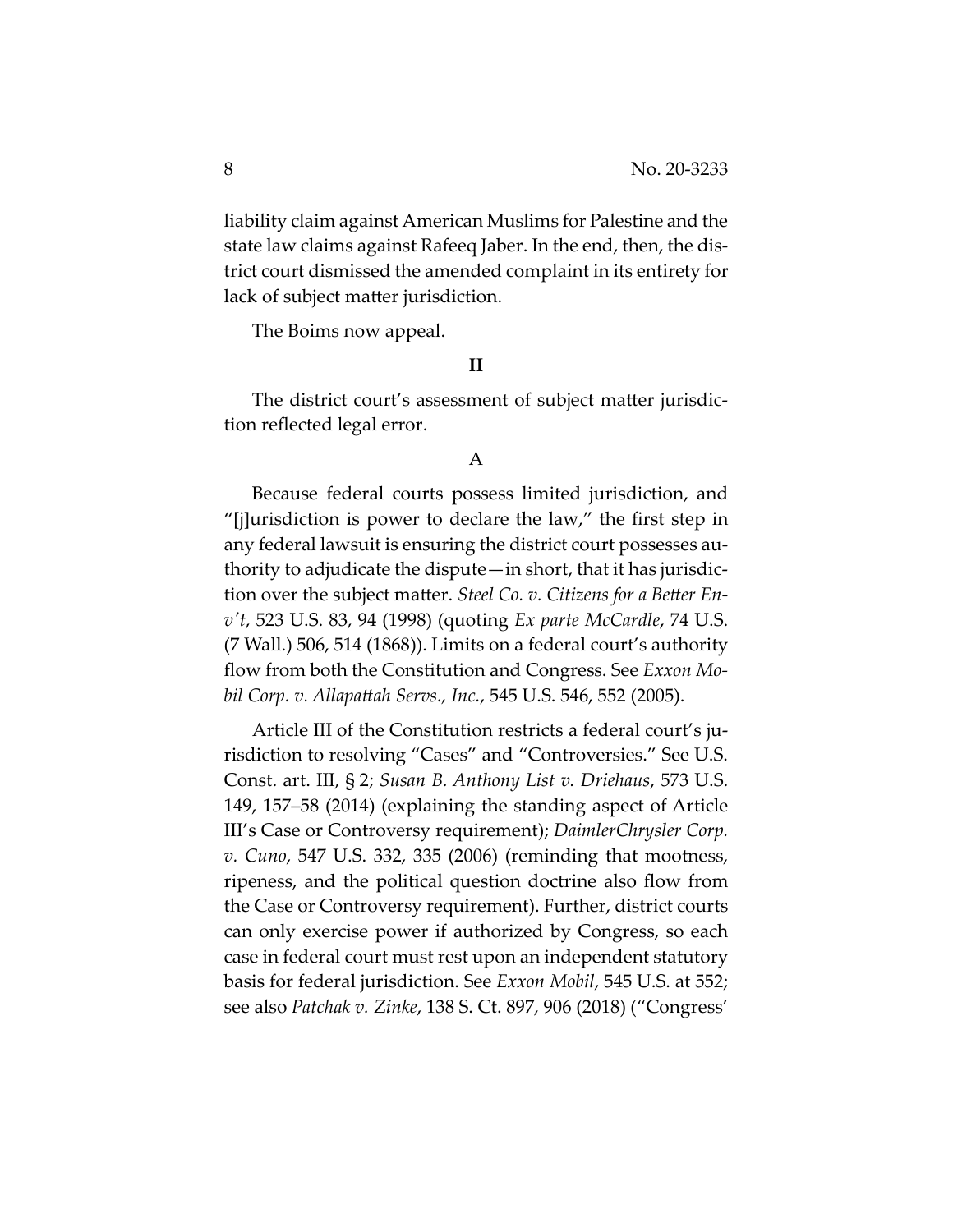liability claim against American Muslims for Palestine and the state law claims against Rafeeq Jaber. In the end, then, the district court dismissed the amended complaint in its entirety for lack of subject matter jurisdiction.

The Boims now appeal.

## II

The district court's assessment of subject matter jurisdiction reflected legal error.

### A

Because federal courts possess limited jurisdiction, and "[j]urisdiction is power to declare the law," the first step in any federal lawsuit is ensuring the district court possesses authority to adjudicate the dispute—in short, that it has jurisdiction over the subject matter. *Steel Co. v. Citizens for a Better Env't*, 523 U.S. 83, 94 (1998) (quoting *Ex parte McCardle*, 74 U.S. (7 Wall.) 506, 514 (1868)). Limits on a federal court's authority flow from both the Constitution and Congress. See *Exxon Mobil Corp. v. Allapattah Servs., Inc.*, 545 U.S. 546, 552 (2005).

Article III of the Constitution restricts a federal court's jurisdiction to resolving "Cases" and "Controversies." See U.S. Const. art. III, § 2; *Susan B. Anthony List v. Driehaus*, 573 U.S. 149, 157–58 (2014) (explaining the standing aspect of Article III's Case or Controversy requirement); *DaimlerChrysler Corp. v. Cuno*, 547 U.S. 332, 335 (2006) (reminding that mootness, ripeness, and the political question doctrine also flow from the Case or Controversy requirement). Further, district courts can only exercise power if authorized by Congress, so each case in federal court must rest upon an independent statutory basis for federal jurisdiction. See *Exxon Mobil*, 545 U.S. at 552; see also *Patchak v. Zinke*, 138 S. Ct. 897, 906 (2018) ("Congress'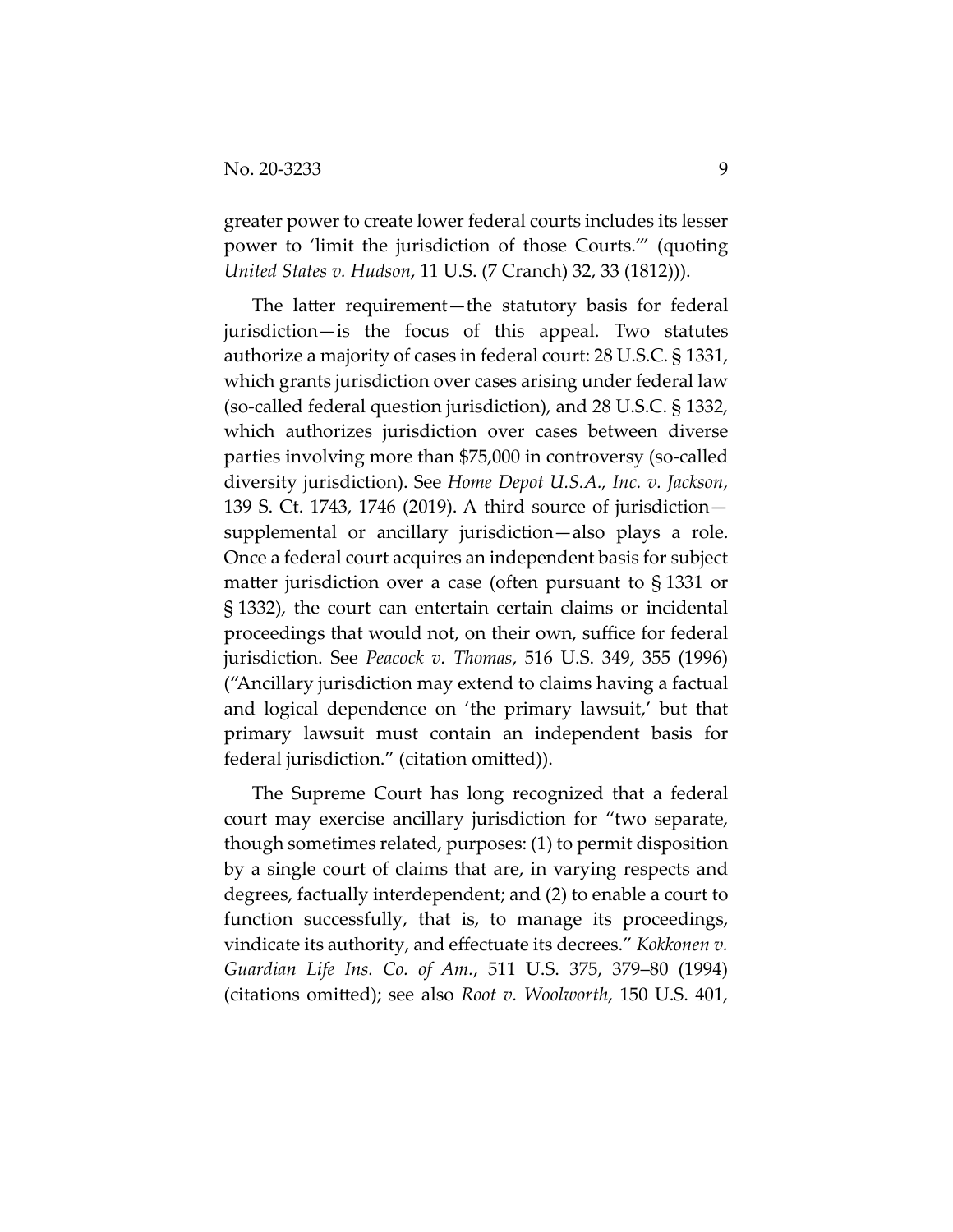greater power to create lower federal courts includes its lesser power to 'limit the jurisdiction of those Courts.'" (quoting *United States v. Hudson*, 11 U.S. (7 Cranch) 32, 33 (1812))).

The latter requirement—the statutory basis for federal jurisdiction—is the focus of this appeal. Two statutes authorize a majority of cases in federal court: 28 U.S.C. § 1331, which grants jurisdiction over cases arising under federal law (so-called federal question jurisdiction), and 28 U.S.C. § 1332, which authorizes jurisdiction over cases between diverse parties involving more than $75,000 in controversy (so-called diversity jurisdiction). See *Home Depot U.S.A., Inc. v. Jackson*, 139 S. Ct. 1743, 1746 (2019). A third source of jurisdiction—supplemental or ancillary jurisdiction—also plays a role. Once a federal court acquires an independent basis for subject matter jurisdiction over a case (often pursuant to § 1331 or § 1332), the court can entertain certain claims or incidental proceedings that would not, on their own, suffice for federal jurisdiction. See *Peacock v. Thomas*, 516 U.S. 349, 355 (1996) ("Ancillary jurisdiction may extend to claims having a factual and logical dependence on 'the primary lawsuit,' but that primary lawsuit must contain an independent basis for federal jurisdiction." (citation omitted)).

The Supreme Court has long recognized that a federal court may exercise ancillary jurisdiction for "two separate, though sometimes related, purposes: (1) to permit disposition by a single court of claims that are, in varying respects and degrees, factually interdependent; and (2) to enable a court to function successfully, that is, to manage its proceedings, vindicate its authority, and effectuate its decrees." *Kokkonen v. Guardian Life Ins. Co. of Am.*, 511 U.S. 375, 379–80 (1994) (citations omitted); see also *Root v. Woolworth*, 150 U.S. 401,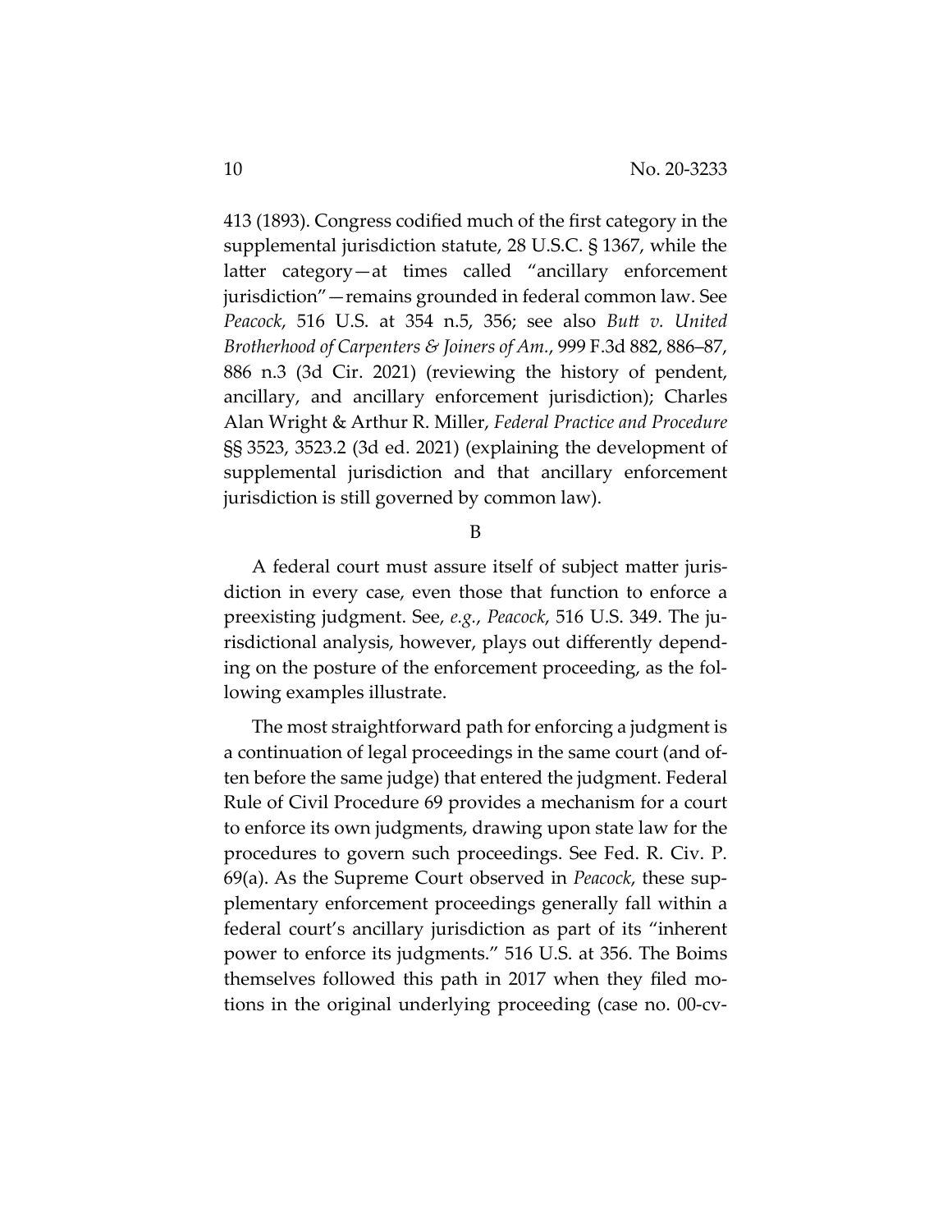413 (1893). Congress codified much of the first category in the supplemental jurisdiction statute, 28 U.S.C. § 1367, while the latter category—at times called "ancillary enforcement jurisdiction"—remains grounded in federal common law. See *Peacock*, 516 U.S. at 354 n.5, 356; see also *Butt v. United Brotherhood of Carpenters & Joiners of Am.*, 999 F.3d 882, 886–87, 886 n.3 (3d Cir. 2021) (reviewing the history of pendent, ancillary, and ancillary enforcement jurisdiction); Charles Alan Wright & Arthur R. Miller, *Federal Practice and Procedure* §§ 3523, 3523.2 (3d ed. 2021) (explaining the development of supplemental jurisdiction and that ancillary enforcement jurisdiction is still governed by common law).

B

A federal court must assure itself of subject matter jurisdiction in every case, even those that function to enforce a preexisting judgment. See, *e.g.*, *Peacock*, 516 U.S. 349. The jurisdictional analysis, however, plays out differently depending on the posture of the enforcement proceeding, as the following examples illustrate.

The most straightforward path for enforcing a judgment is a continuation of legal proceedings in the same court (and often before the same judge) that entered the judgment. Federal Rule of Civil Procedure 69 provides a mechanism for a court to enforce its own judgments, drawing upon state law for the procedures to govern such proceedings. See Fed. R. Civ. P. 69(a). As the Supreme Court observed in *Peacock*, these supplementary enforcement proceedings generally fall within a federal court's ancillary jurisdiction as part of its "inherent power to enforce its judgments." 516 U.S. at 356. The Boims themselves followed this path in 2017 when they filed motions in the original underlying proceeding (case no. 00-cv-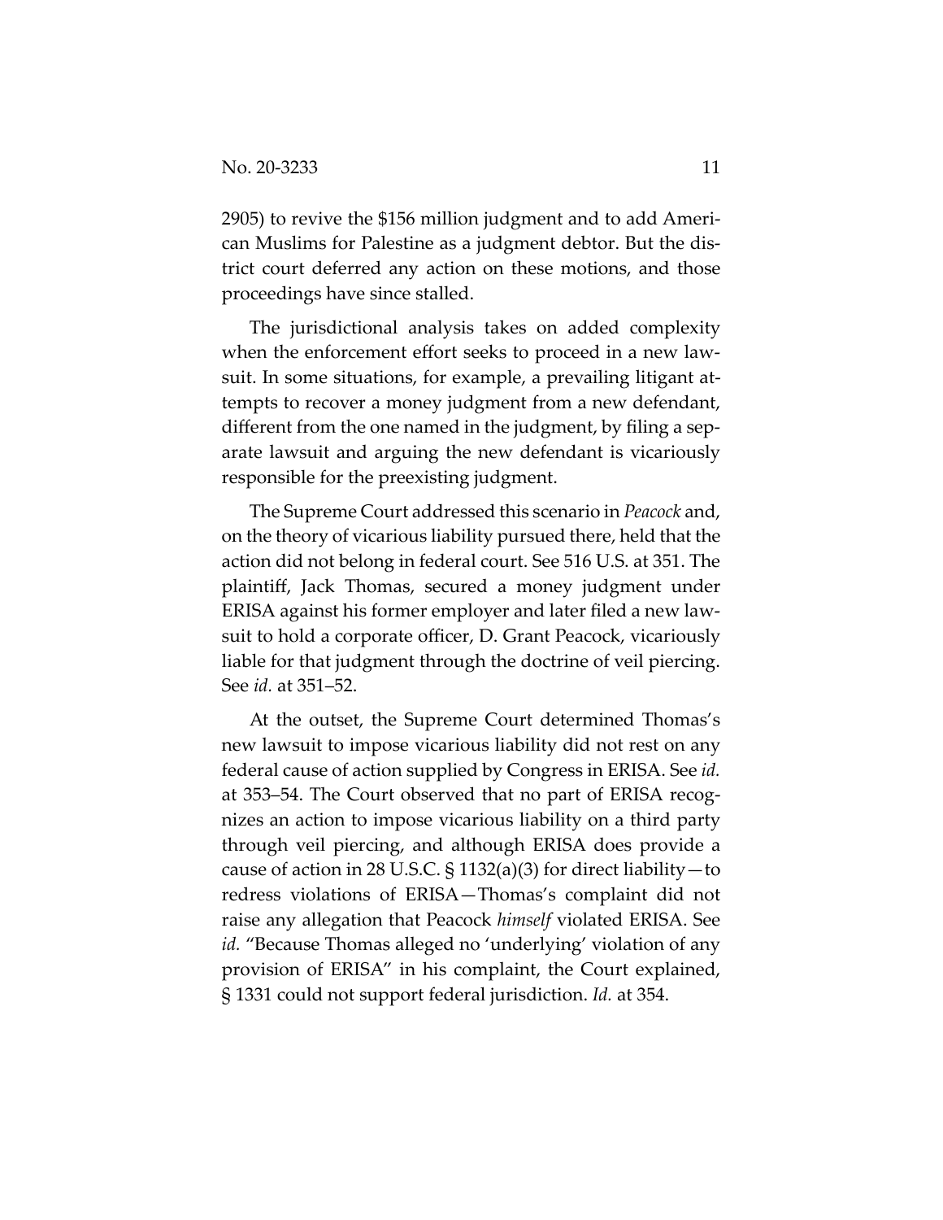2905) to revive the $156 million judgment and to add American Muslims for Palestine as a judgment debtor. But the district court deferred any action on these motions, and those proceedings have since stalled.

The jurisdictional analysis takes on added complexity when the enforcement effort seeks to proceed in a new lawsuit. In some situations, for example, a prevailing litigant attempts to recover a money judgment from a new defendant, different from the one named in the judgment, by filing a separate lawsuit and arguing the new defendant is vicariously responsible for the preexisting judgment.

The Supreme Court addressed this scenario in *Peacock* and, on the theory of vicarious liability pursued there, held that the action did not belong in federal court. See 516 U.S. at 351. The plaintiff, Jack Thomas, secured a money judgment under ERISA against his former employer and later filed a new lawsuit to hold a corporate officer, D. Grant Peacock, vicariously liable for that judgment through the doctrine of veil piercing. See *id.* at 351–52.

At the outset, the Supreme Court determined Thomas's new lawsuit to impose vicarious liability did not rest on any federal cause of action supplied by Congress in ERISA. See *id.* at 353–54. The Court observed that no part of ERISA recognizes an action to impose vicarious liability on a third party through veil piercing, and although ERISA does provide a cause of action in 28 U.S.C. § 1132(a)(3) for direct liability—to redress violations of ERISA—Thomas's complaint did not raise any allegation that Peacock *himself* violated ERISA. See *id.* "Because Thomas alleged no 'underlying' violation of any provision of ERISA" in his complaint, the Court explained, § 1331 could not support federal jurisdiction. *Id.* at 354.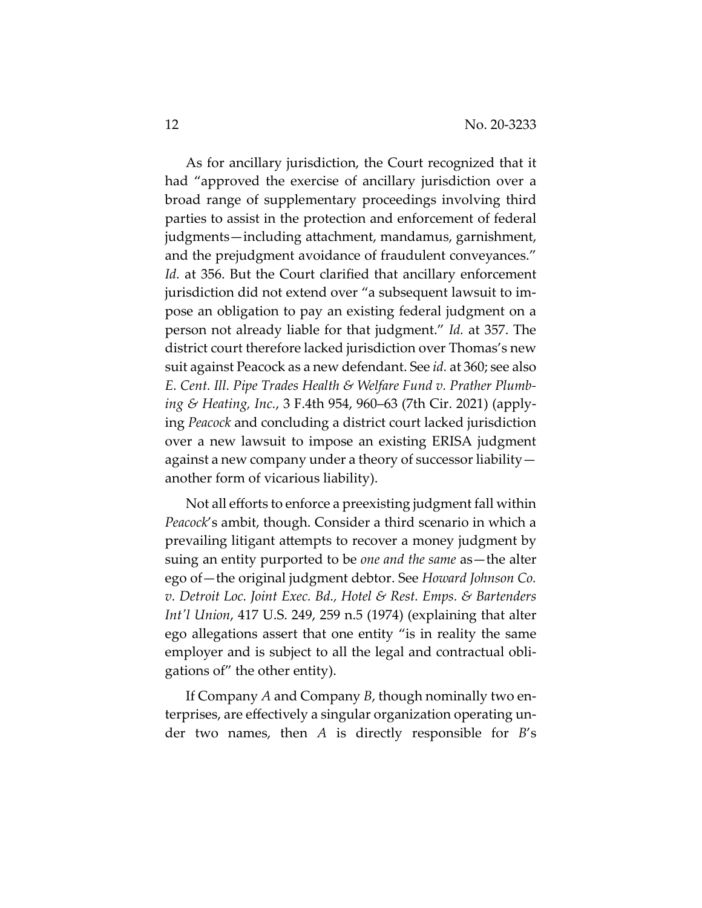As for ancillary jurisdiction, the Court recognized that it had "approved the exercise of ancillary jurisdiction over a broad range of supplementary proceedings involving third parties to assist in the protection and enforcement of federal judgments—including attachment, mandamus, garnishment, and the prejudgment avoidance of fraudulent conveyances." *Id.* at 356. But the Court clarified that ancillary enforcement jurisdiction did not extend over "a subsequent lawsuit to impose an obligation to pay an existing federal judgment on a person not already liable for that judgment." *Id.* at 357. The district court therefore lacked jurisdiction over Thomas's new suit against Peacock as a new defendant. See *id.* at 360; see also *E. Cent. Ill. Pipe Trades Health & Welfare Fund v. Prather Plumbing & Heating, Inc.*, 3 F.4th 954, 960–63 (7th Cir. 2021) (applying *Peacock* and concluding a district court lacked jurisdiction over a new lawsuit to impose an existing ERISA judgment against a new company under a theory of successor liability—another form of vicarious liability).

Not all efforts to enforce a preexisting judgment fall within *Peacock*'s ambit, though. Consider a third scenario in which a prevailing litigant attempts to recover a money judgment by suing an entity purported to be *one and the same* as—the alter ego of—the original judgment debtor. See *Howard Johnson Co. v. Detroit Loc. Joint Exec. Bd., Hotel & Rest. Emps. & Bartenders Int'l Union*, 417 U.S. 249, 259 n.5 (1974) (explaining that alter ego allegations assert that one entity "is in reality the same employer and is subject to all the legal and contractual obligations of" the other entity).

If Company *A* and Company *B*, though nominally two enterprises, are effectively a singular organization operating under two names, then *A* is directly responsible for *B*'s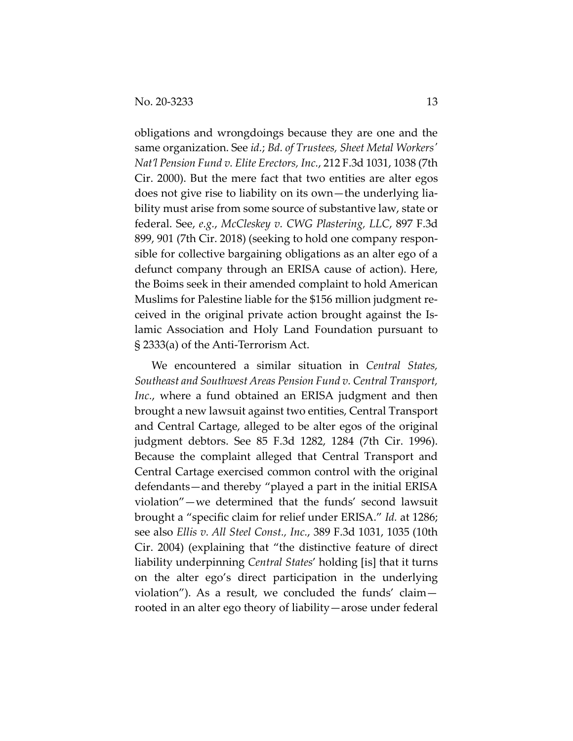obligations and wrongdoings because they are one and the same organization. See *id.*; *Bd. of Trustees, Sheet Metal Workers' Nat'l Pension Fund v. Elite Erectors, Inc.*, 212 F.3d 1031, 1038 (7th Cir. 2000). But the mere fact that two entities are alter egos does not give rise to liability on its own—the underlying liability must arise from some source of substantive law, state or federal. See, *e.g.*, *McCleskey v. CWG Plastering, LLC*, 897 F.3d 899, 901 (7th Cir. 2018) (seeking to hold one company responsible for collective bargaining obligations as an alter ego of a defunct company through an ERISA cause of action). Here, the Boims seek in their amended complaint to hold American Muslims for Palestine liable for the $156 million judgment received in the original private action brought against the Islamic Association and Holy Land Foundation pursuant to § 2333(a) of the Anti-Terrorism Act.

We encountered a similar situation in *Central States, Southeast and Southwest Areas Pension Fund v. Central Transport, Inc.*, where a fund obtained an ERISA judgment and then brought a new lawsuit against two entities, Central Transport and Central Cartage, alleged to be alter egos of the original judgment debtors. See 85 F.3d 1282, 1284 (7th Cir. 1996). Because the complaint alleged that Central Transport and Central Cartage exercised common control with the original defendants—and thereby "played a part in the initial ERISA violation"—we determined that the funds' second lawsuit brought a "specific claim for relief under ERISA." *Id.* at 1286; see also *Ellis v. All Steel Const., Inc.*, 389 F.3d 1031, 1035 (10th Cir. 2004) (explaining that "the distinctive feature of direct liability underpinning *Central States*' holding [is] that it turns on the alter ego's direct participation in the underlying violation"). As a result, we concluded the funds' claim—rooted in an alter ego theory of liability—arose under federal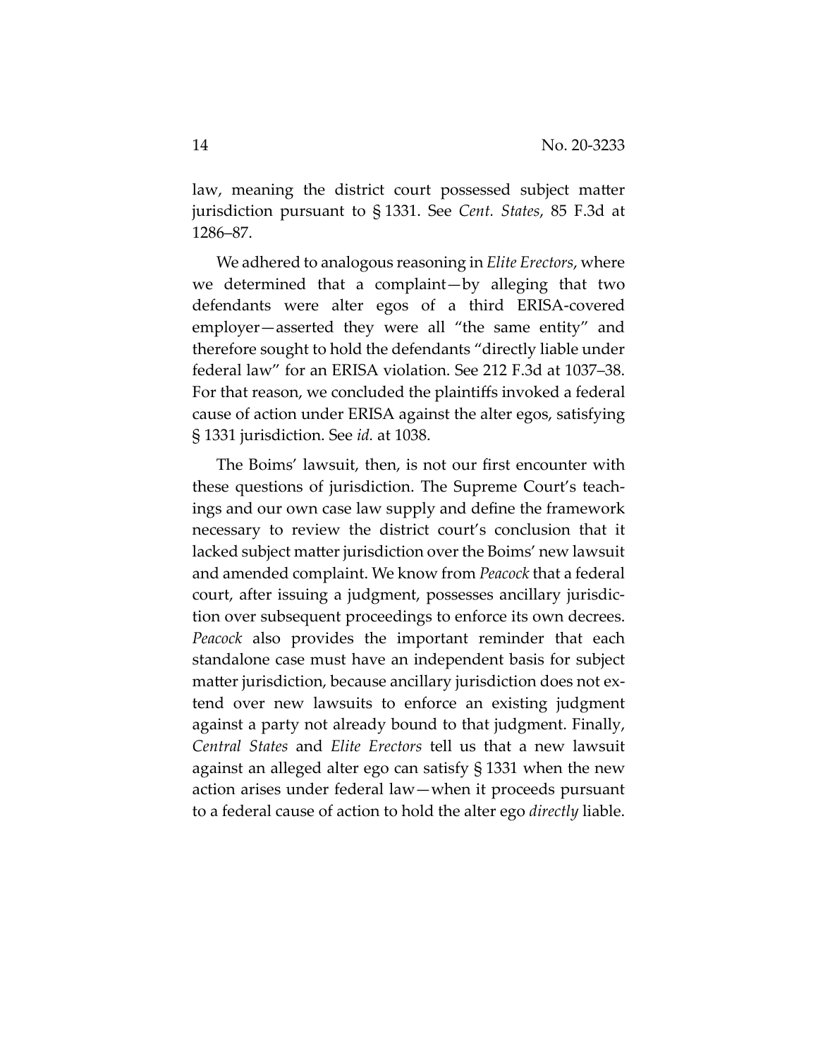law, meaning the district court possessed subject matter jurisdiction pursuant to § 1331. See *Cent. States*, 85 F.3d at 1286–87.

We adhered to analogous reasoning in *Elite Erectors*, where we determined that a complaint—by alleging that two defendants were alter egos of a third ERISA-covered employer—asserted they were all "the same entity" and therefore sought to hold the defendants "directly liable under federal law" for an ERISA violation. See 212 F.3d at 1037–38. For that reason, we concluded the plaintiffs invoked a federal cause of action under ERISA against the alter egos, satisfying § 1331 jurisdiction. See *id.* at 1038.

The Boims' lawsuit, then, is not our first encounter with these questions of jurisdiction. The Supreme Court's teachings and our own case law supply and define the framework necessary to review the district court's conclusion that it lacked subject matter jurisdiction over the Boims' new lawsuit and amended complaint. We know from *Peacock* that a federal court, after issuing a judgment, possesses ancillary jurisdiction over subsequent proceedings to enforce its own decrees. *Peacock* also provides the important reminder that each standalone case must have an independent basis for subject matter jurisdiction, because ancillary jurisdiction does not extend over new lawsuits to enforce an existing judgment against a party not already bound to that judgment. Finally, *Central States* and *Elite Erectors* tell us that a new lawsuit against an alleged alter ego can satisfy § 1331 when the new action arises under federal law—when it proceeds pursuant to a federal cause of action to hold the alter ego *directly* liable.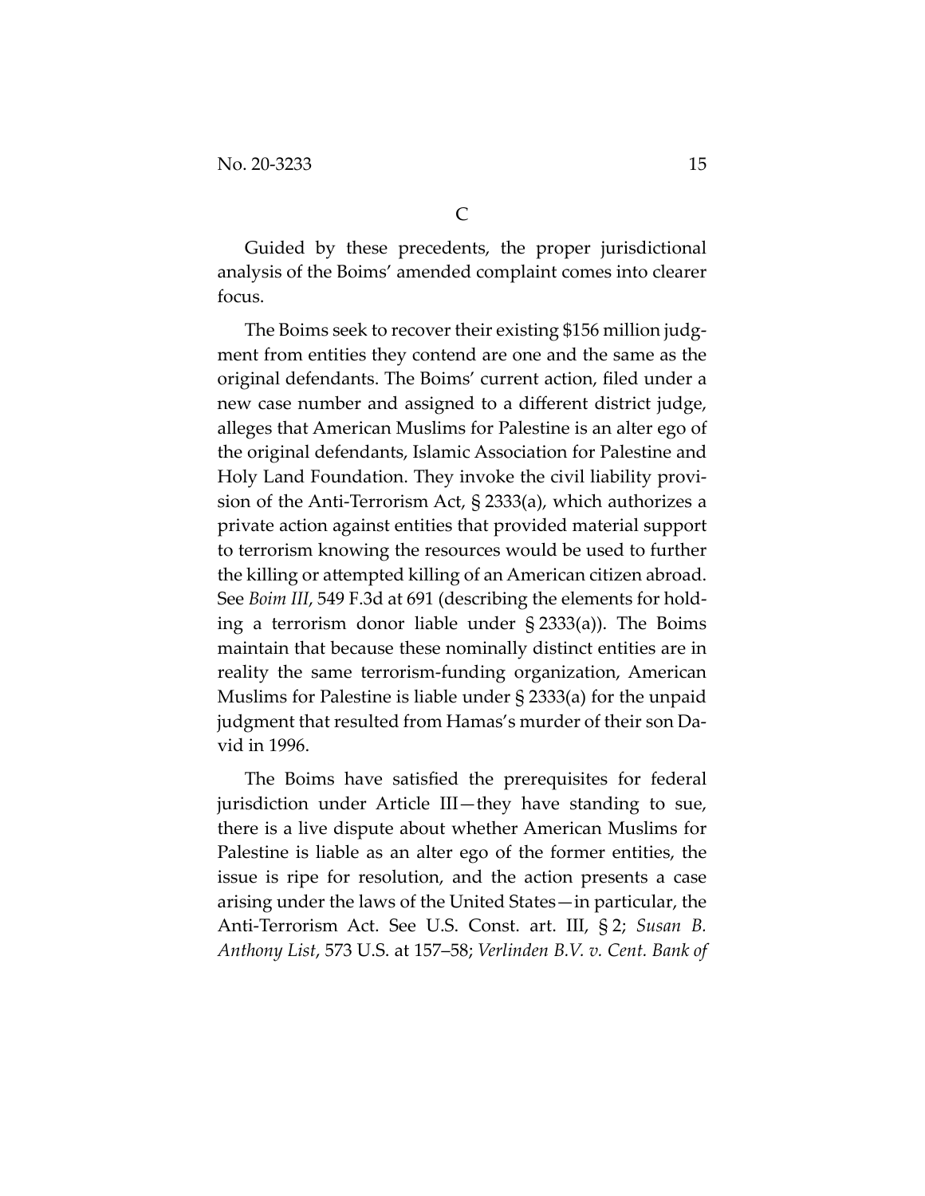C

Guided by these precedents, the proper jurisdictional analysis of the Boims' amended complaint comes into clearer focus.

The Boims seek to recover their existing $156 million judgment from entities they contend are one and the same as the original defendants. The Boims' current action, filed under a new case number and assigned to a different district judge, alleges that American Muslims for Palestine is an alter ego of the original defendants, Islamic Association for Palestine and Holy Land Foundation. They invoke the civil liability provision of the Anti-Terrorism Act, § 2333(a), which authorizes a private action against entities that provided material support to terrorism knowing the resources would be used to further the killing or attempted killing of an American citizen abroad. See *Boim III*, 549 F.3d at 691 (describing the elements for holding a terrorism donor liable under § 2333(a)). The Boims maintain that because these nominally distinct entities are in reality the same terrorism-funding organization, American Muslims for Palestine is liable under § 2333(a) for the unpaid judgment that resulted from Hamas's murder of their son David in 1996.

The Boims have satisfied the prerequisites for federal jurisdiction under Article III—they have standing to sue, there is a live dispute about whether American Muslims for Palestine is liable as an alter ego of the former entities, the issue is ripe for resolution, and the action presents a case arising under the laws of the United States—in particular, the Anti-Terrorism Act. See U.S. Const. art. III, § 2; *Susan B. Anthony List*, 573 U.S. at 157–58; *Verlinden B.V. v. Cent. Bank of*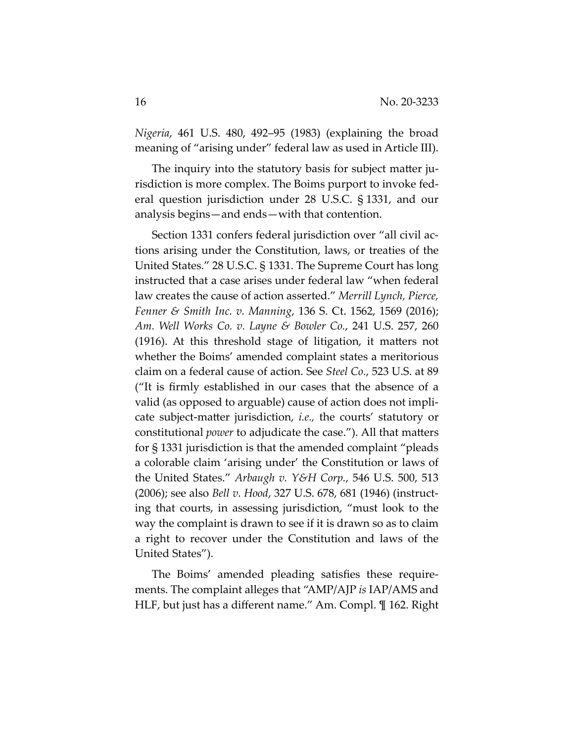*Nigeria*, 461 U.S. 480, 492–95 (1983) (explaining the broad meaning of "arising under" federal law as used in Article III).

The inquiry into the statutory basis for subject matter jurisdiction is more complex. The Boims purport to invoke federal question jurisdiction under 28 U.S.C. § 1331, and our analysis begins—and ends—with that contention.

Section 1331 confers federal jurisdiction over "all civil actions arising under the Constitution, laws, or treaties of the United States." 28 U.S.C. § 1331. The Supreme Court has long instructed that a case arises under federal law "when federal law creates the cause of action asserted." *Merrill Lynch, Pierce, Fenner & Smith Inc. v. Manning*, 136 S. Ct. 1562, 1569 (2016); *Am. Well Works Co. v. Layne & Bowler Co.*, 241 U.S. 257, 260 (1916). At this threshold stage of litigation, it matters not whether the Boims' amended complaint states a meritorious claim on a federal cause of action. See *Steel Co.*, 523 U.S. at 89 ("It is firmly established in our cases that the absence of a valid (as opposed to arguable) cause of action does not implicate subject-matter jurisdiction, *i.e.,* the courts' statutory or constitutional *power* to adjudicate the case."). All that matters for § 1331 jurisdiction is that the amended complaint "pleads a colorable claim 'arising under' the Constitution or laws of the United States." *Arbaugh v. Y&H Corp.*, 546 U.S. 500, 513 (2006); see also *Bell v. Hood*, 327 U.S. 678, 681 (1946) (instructing that courts, in assessing jurisdiction, "must look to the way the complaint is drawn to see if it is drawn so as to claim a right to recover under the Constitution and laws of the United States").

The Boims' amended pleading satisfies these requirements. The complaint alleges that "AMP/AJP *is* IAP/AMS and HLF, but just has a different name." Am. Compl. ¶ 162. Right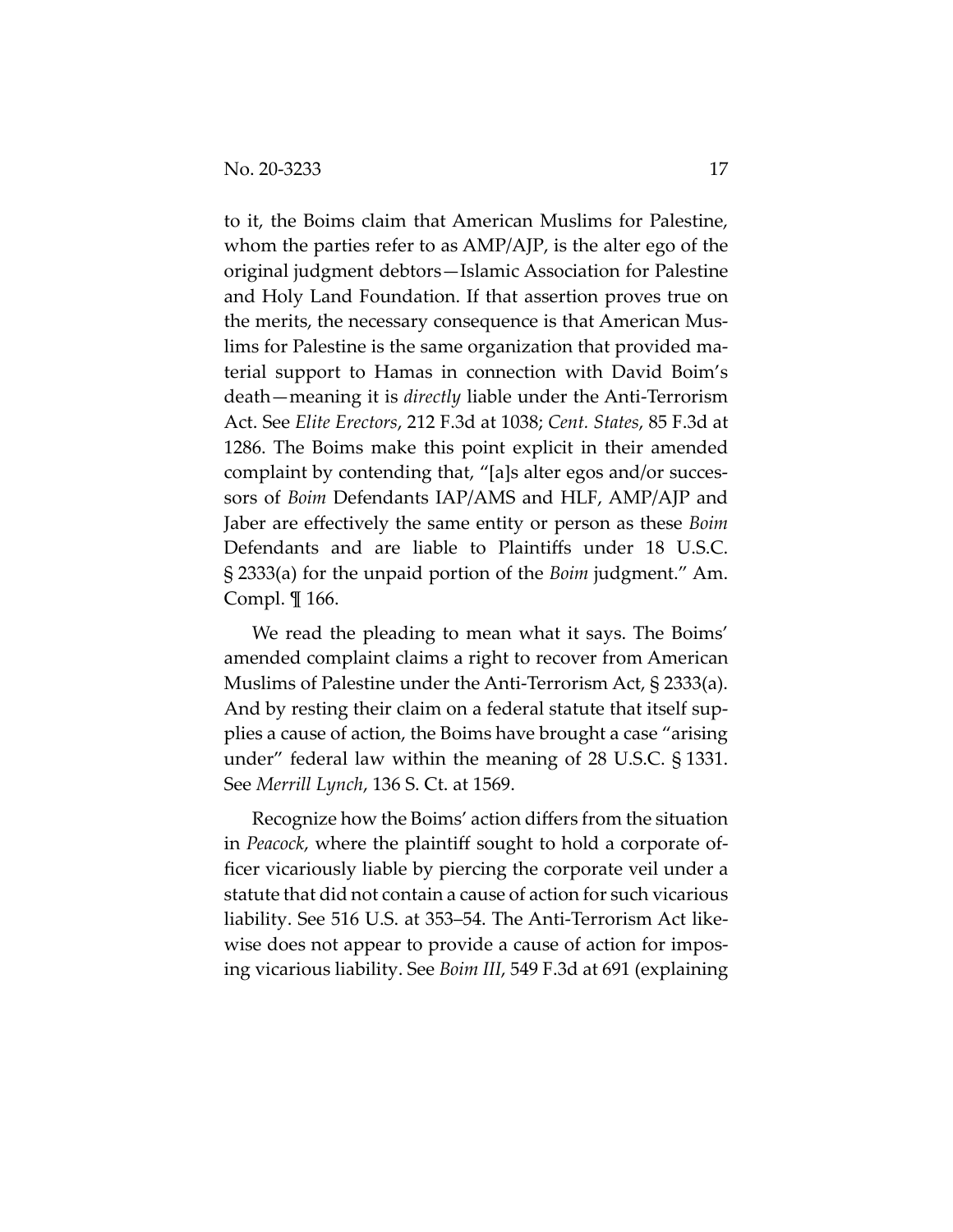to it, the Boims claim that American Muslims for Palestine, whom the parties refer to as AMP/AJP, is the alter ego of the original judgment debtors—Islamic Association for Palestine and Holy Land Foundation. If that assertion proves true on the merits, the necessary consequence is that American Muslims for Palestine is the same organization that provided material support to Hamas in connection with David Boim's death—meaning it is *directly* liable under the Anti-Terrorism Act. See *Elite Erectors*, 212 F.3d at 1038; *Cent. States*, 85 F.3d at 1286. The Boims make this point explicit in their amended complaint by contending that, "[a]s alter egos and/or successors of *Boim* Defendants IAP/AMS and HLF, AMP/AJP and Jaber are effectively the same entity or person as these *Boim* Defendants and are liable to Plaintiffs under 18 U.S.C. § 2333(a) for the unpaid portion of the *Boim* judgment." Am. Compl. ¶ 166.

We read the pleading to mean what it says. The Boims' amended complaint claims a right to recover from American Muslims of Palestine under the Anti-Terrorism Act, § 2333(a). And by resting their claim on a federal statute that itself supplies a cause of action, the Boims have brought a case "arising under" federal law within the meaning of 28 U.S.C. § 1331. See *Merrill Lynch*, 136 S. Ct. at 1569.

Recognize how the Boims' action differs from the situation in *Peacock*, where the plaintiff sought to hold a corporate officer vicariously liable by piercing the corporate veil under a statute that did not contain a cause of action for such vicarious liability. See 516 U.S. at 353–54. The Anti-Terrorism Act likewise does not appear to provide a cause of action for imposing vicarious liability. See *Boim III*, 549 F.3d at 691 (explaining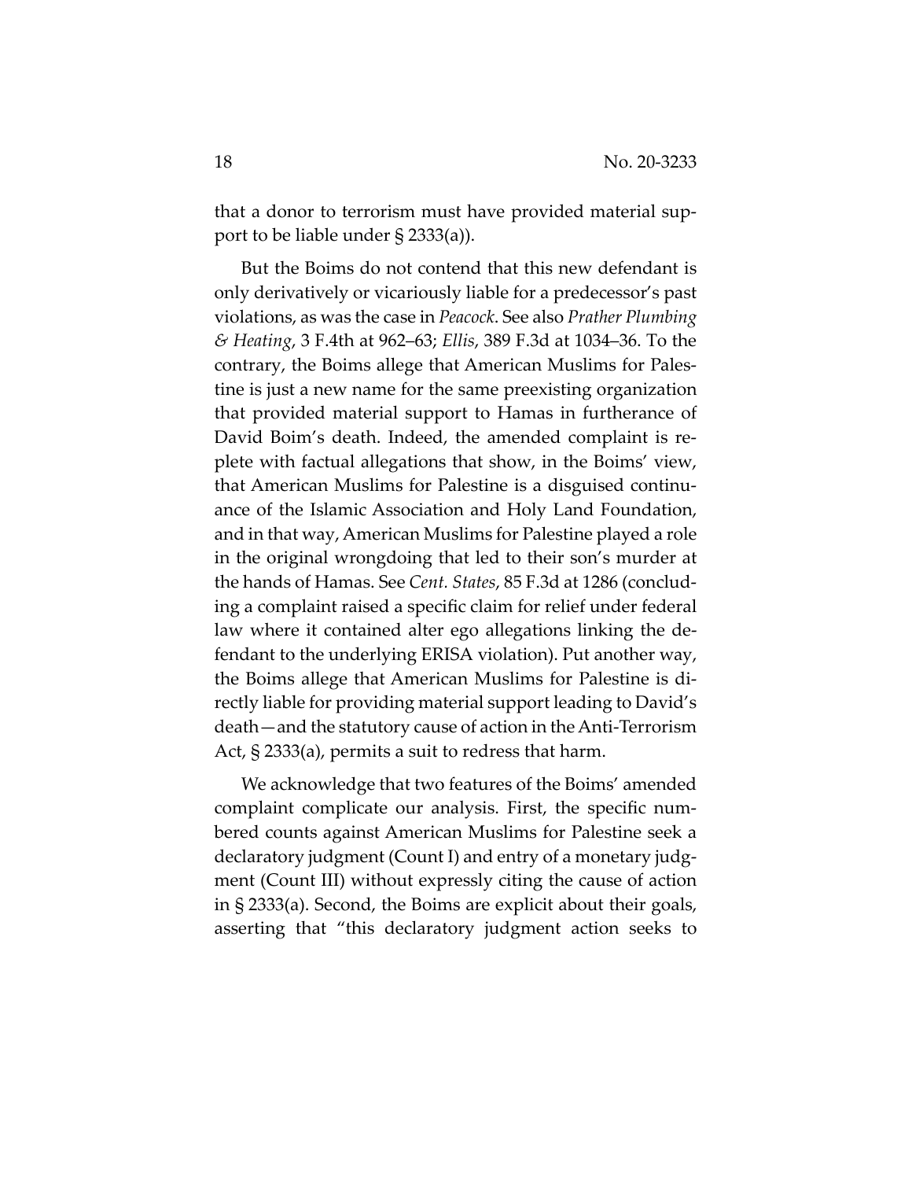that a donor to terrorism must have provided material support to be liable under § 2333(a)).

But the Boims do not contend that this new defendant is only derivatively or vicariously liable for a predecessor's past violations, as was the case in *Peacock*. See also *Prather Plumbing & Heating*, 3 F.4th at 962–63; *Ellis*, 389 F.3d at 1034–36. To the contrary, the Boims allege that American Muslims for Palestine is just a new name for the same preexisting organization that provided material support to Hamas in furtherance of David Boim's death. Indeed, the amended complaint is replete with factual allegations that show, in the Boims' view, that American Muslims for Palestine is a disguised continuance of the Islamic Association and Holy Land Foundation, and in that way, American Muslims for Palestine played a role in the original wrongdoing that led to their son's murder at the hands of Hamas. See *Cent. States*, 85 F.3d at 1286 (concluding a complaint raised a specific claim for relief under federal law where it contained alter ego allegations linking the defendant to the underlying ERISA violation). Put another way, the Boims allege that American Muslims for Palestine is directly liable for providing material support leading to David's death—and the statutory cause of action in the Anti-Terrorism Act, § 2333(a), permits a suit to redress that harm.

We acknowledge that two features of the Boims' amended complaint complicate our analysis. First, the specific numbered counts against American Muslims for Palestine seek a declaratory judgment (Count I) and entry of a monetary judgment (Count III) without expressly citing the cause of action in § 2333(a). Second, the Boims are explicit about their goals, asserting that "this declaratory judgment action seeks to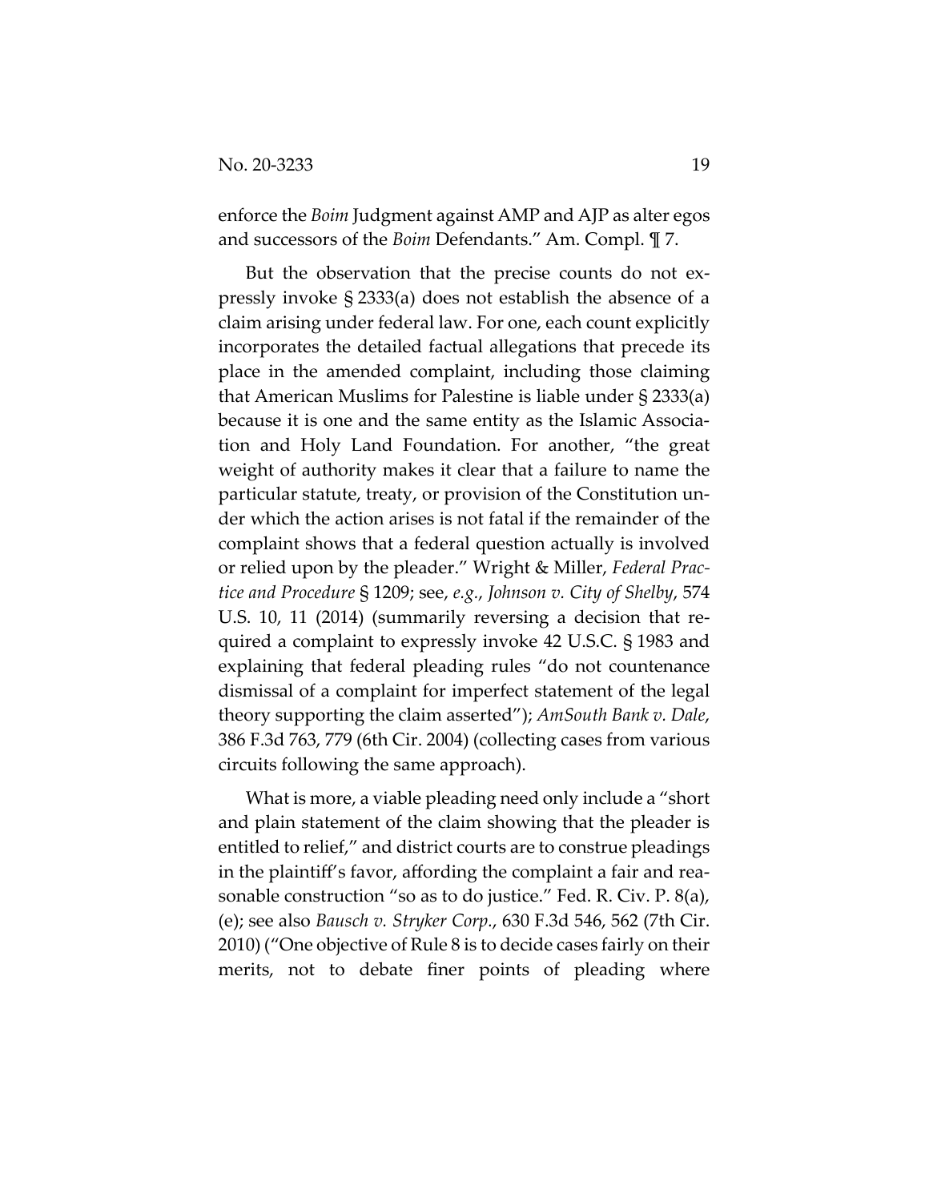enforce the *Boim* Judgment against AMP and AJP as alter egos and successors of the *Boim* Defendants." Am. Compl. ¶ 7.

But the observation that the precise counts do not expressly invoke § 2333(a) does not establish the absence of a claim arising under federal law. For one, each count explicitly incorporates the detailed factual allegations that precede its place in the amended complaint, including those claiming that American Muslims for Palestine is liable under § 2333(a) because it is one and the same entity as the Islamic Association and Holy Land Foundation. For another, "the great weight of authority makes it clear that a failure to name the particular statute, treaty, or provision of the Constitution under which the action arises is not fatal if the remainder of the complaint shows that a federal question actually is involved or relied upon by the pleader." Wright & Miller, *Federal Practice and Procedure* § 1209; see, *e.g.*, *Johnson v. City of Shelby*, 574 U.S. 10, 11 (2014) (summarily reversing a decision that required a complaint to expressly invoke 42 U.S.C. § 1983 and explaining that federal pleading rules "do not countenance dismissal of a complaint for imperfect statement of the legal theory supporting the claim asserted"); *AmSouth Bank v. Dale*, 386 F.3d 763, 779 (6th Cir. 2004) (collecting cases from various circuits following the same approach).

What is more, a viable pleading need only include a "short and plain statement of the claim showing that the pleader is entitled to relief," and district courts are to construe pleadings in the plaintiff's favor, affording the complaint a fair and reasonable construction "so as to do justice." Fed. R. Civ. P. 8(a), (e); see also *Bausch v. Stryker Corp.*, 630 F.3d 546, 562 (7th Cir. 2010) ("One objective of Rule 8 is to decide cases fairly on their merits, not to debate finer points of pleading where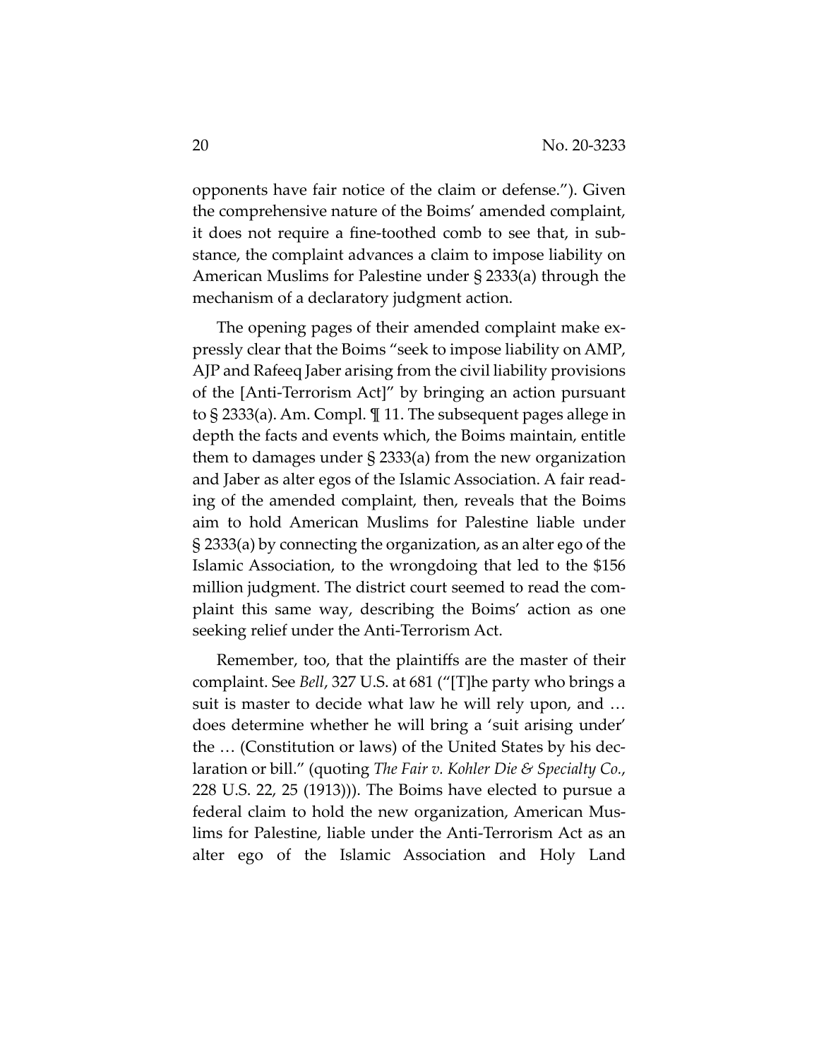opponents have fair notice of the claim or defense."). Given the comprehensive nature of the Boims' amended complaint, it does not require a fine-toothed comb to see that, in substance, the complaint advances a claim to impose liability on American Muslims for Palestine under § 2333(a) through the mechanism of a declaratory judgment action.

The opening pages of their amended complaint make expressly clear that the Boims "seek to impose liability on AMP, AJP and Rafeeq Jaber arising from the civil liability provisions of the [Anti-Terrorism Act]" by bringing an action pursuant to § 2333(a). Am. Compl. ¶ 11. The subsequent pages allege in depth the facts and events which, the Boims maintain, entitle them to damages under § 2333(a) from the new organization and Jaber as alter egos of the Islamic Association. A fair reading of the amended complaint, then, reveals that the Boims aim to hold American Muslims for Palestine liable under § 2333(a) by connecting the organization, as an alter ego of the Islamic Association, to the wrongdoing that led to the $156 million judgment. The district court seemed to read the complaint this same way, describing the Boims' action as one seeking relief under the Anti-Terrorism Act.

Remember, too, that the plaintiffs are the master of their complaint. See *Bell*, 327 U.S. at 681 ("[T]he party who brings a suit is master to decide what law he will rely upon, and … does determine whether he will bring a 'suit arising under' the … (Constitution or laws) of the United States by his declaration or bill." (quoting *The Fair v. Kohler Die & Specialty Co.*, 228 U.S. 22, 25 (1913))). The Boims have elected to pursue a federal claim to hold the new organization, American Muslims for Palestine, liable under the Anti-Terrorism Act as an alter ego of the Islamic Association and Holy Land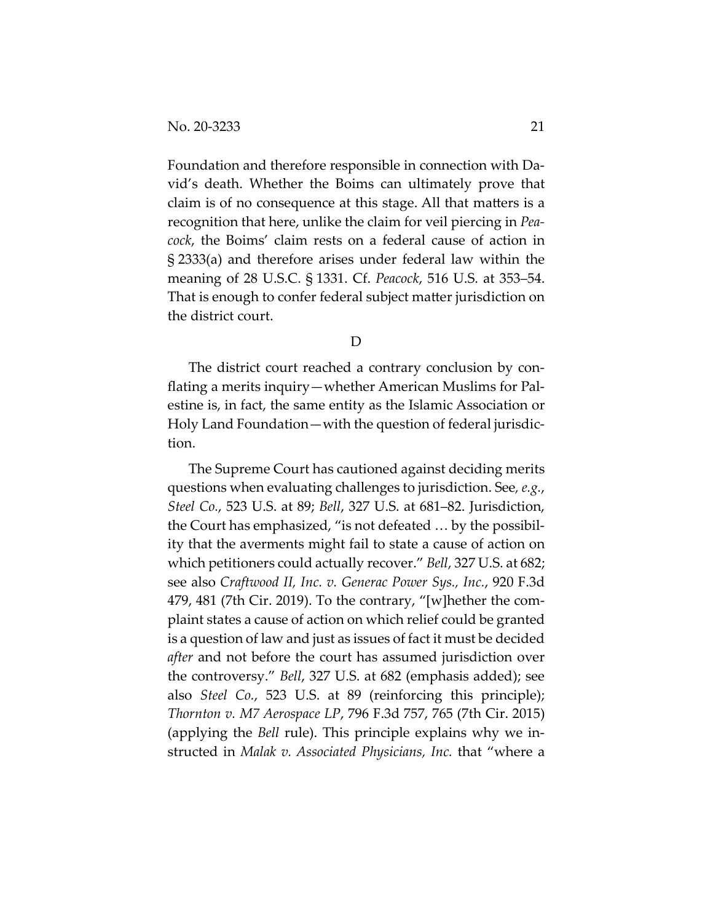Foundation and therefore responsible in connection with David's death. Whether the Boims can ultimately prove that claim is of no consequence at this stage. All that matters is a recognition that here, unlike the claim for veil piercing in *Peacock*, the Boims' claim rests on a federal cause of action in § 2333(a) and therefore arises under federal law within the meaning of 28 U.S.C. § 1331. Cf. *Peacock*, 516 U.S. at 353–54. That is enough to confer federal subject matter jurisdiction on the district court.

D

The district court reached a contrary conclusion by conflating a merits inquiry—whether American Muslims for Palestine is, in fact, the same entity as the Islamic Association or Holy Land Foundation—with the question of federal jurisdiction.

The Supreme Court has cautioned against deciding merits questions when evaluating challenges to jurisdiction. See*, e.g.*, *Steel Co.*, 523 U.S. at 89; *Bell*, 327 U.S. at 681–82. Jurisdiction, the Court has emphasized, "is not defeated … by the possibility that the averments might fail to state a cause of action on which petitioners could actually recover." *Bell*, 327 U.S. at 682; see also *Craftwood II, Inc. v. Generac Power Sys., Inc.*, 920 F.3d 479, 481 (7th Cir. 2019). To the contrary, "[w]hether the complaint states a cause of action on which relief could be granted is a question of law and just as issues of fact it must be decided *after* and not before the court has assumed jurisdiction over the controversy." *Bell*, 327 U.S. at 682 (emphasis added); see also *Steel Co.*, 523 U.S. at 89 (reinforcing this principle); *Thornton v. M7 Aerospace LP*, 796 F.3d 757, 765 (7th Cir. 2015) (applying the *Bell* rule). This principle explains why we instructed in *Malak v. Associated Physicians, Inc.* that "where a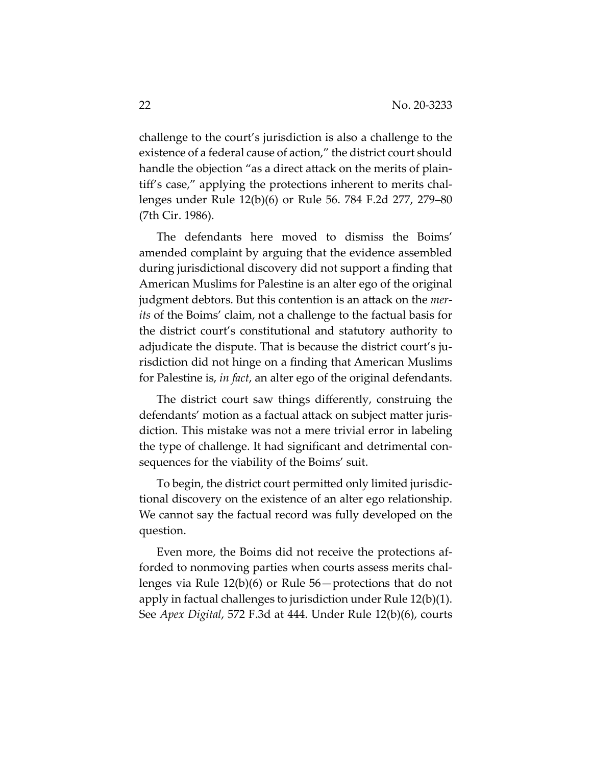challenge to the court's jurisdiction is also a challenge to the existence of a federal cause of action," the district court should handle the objection "as a direct attack on the merits of plaintiff's case," applying the protections inherent to merits challenges under Rule 12(b)(6) or Rule 56. 784 F.2d 277, 279–80 (7th Cir. 1986).

The defendants here moved to dismiss the Boims' amended complaint by arguing that the evidence assembled during jurisdictional discovery did not support a finding that American Muslims for Palestine is an alter ego of the original judgment debtors. But this contention is an attack on the *merits* of the Boims' claim, not a challenge to the factual basis for the district court's constitutional and statutory authority to adjudicate the dispute. That is because the district court's jurisdiction did not hinge on a finding that American Muslims for Palestine is, *in fact*, an alter ego of the original defendants.

The district court saw things differently, construing the defendants' motion as a factual attack on subject matter jurisdiction. This mistake was not a mere trivial error in labeling the type of challenge. It had significant and detrimental consequences for the viability of the Boims' suit.

To begin, the district court permitted only limited jurisdictional discovery on the existence of an alter ego relationship. We cannot say the factual record was fully developed on the question.

Even more, the Boims did not receive the protections afforded to nonmoving parties when courts assess merits challenges via Rule 12(b)(6) or Rule 56—protections that do not apply in factual challenges to jurisdiction under Rule 12(b)(1). See *Apex Digital*, 572 F.3d at 444. Under Rule 12(b)(6), courts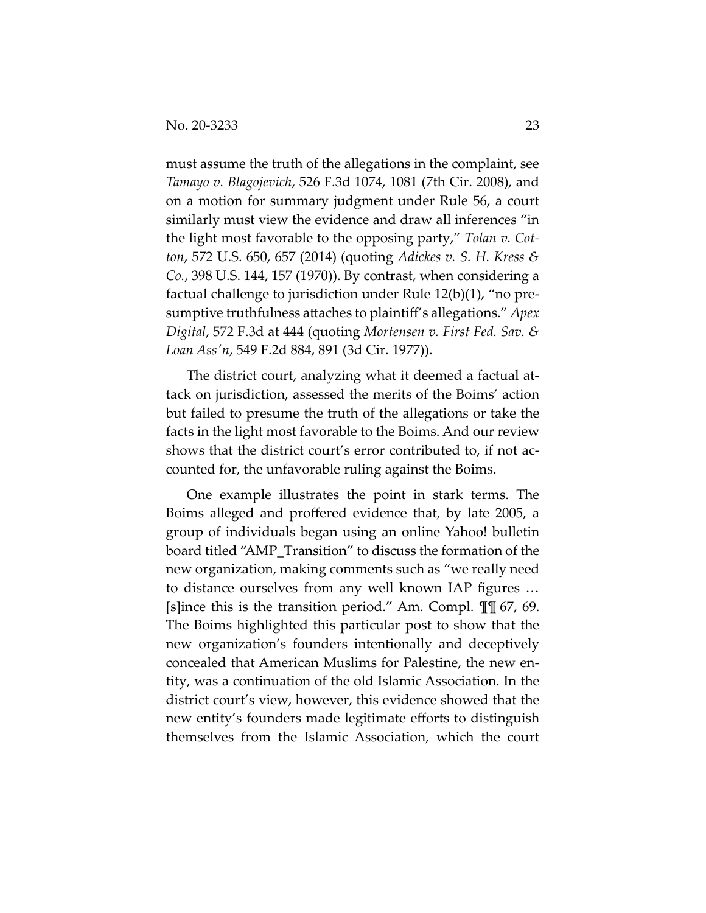must assume the truth of the allegations in the complaint, see *Tamayo v. Blagojevich*, 526 F.3d 1074, 1081 (7th Cir. 2008), and on a motion for summary judgment under Rule 56, a court similarly must view the evidence and draw all inferences "in the light most favorable to the opposing party," *Tolan v. Cotton*, 572 U.S. 650, 657 (2014) (quoting *Adickes v. S. H. Kress & Co.*, 398 U.S. 144, 157 (1970)). By contrast, when considering a factual challenge to jurisdiction under Rule 12(b)(1), "no presumptive truthfulness attaches to plaintiff's allegations." *Apex Digital*, 572 F.3d at 444 (quoting *Mortensen v. First Fed. Sav. & Loan Ass'n*, 549 F.2d 884, 891 (3d Cir. 1977)).

The district court, analyzing what it deemed a factual attack on jurisdiction, assessed the merits of the Boims' action but failed to presume the truth of the allegations or take the facts in the light most favorable to the Boims. And our review shows that the district court's error contributed to, if not accounted for, the unfavorable ruling against the Boims.

One example illustrates the point in stark terms. The Boims alleged and proffered evidence that, by late 2005, a group of individuals began using an online Yahoo! bulletin board titled "AMP_Transition" to discuss the formation of the new organization, making comments such as "we really need to distance ourselves from any well known IAP figures … [s]ince this is the transition period." Am. Compl. ¶¶ 67, 69. The Boims highlighted this particular post to show that the new organization's founders intentionally and deceptively concealed that American Muslims for Palestine, the new entity, was a continuation of the old Islamic Association. In the district court's view, however, this evidence showed that the new entity's founders made legitimate efforts to distinguish themselves from the Islamic Association, which the court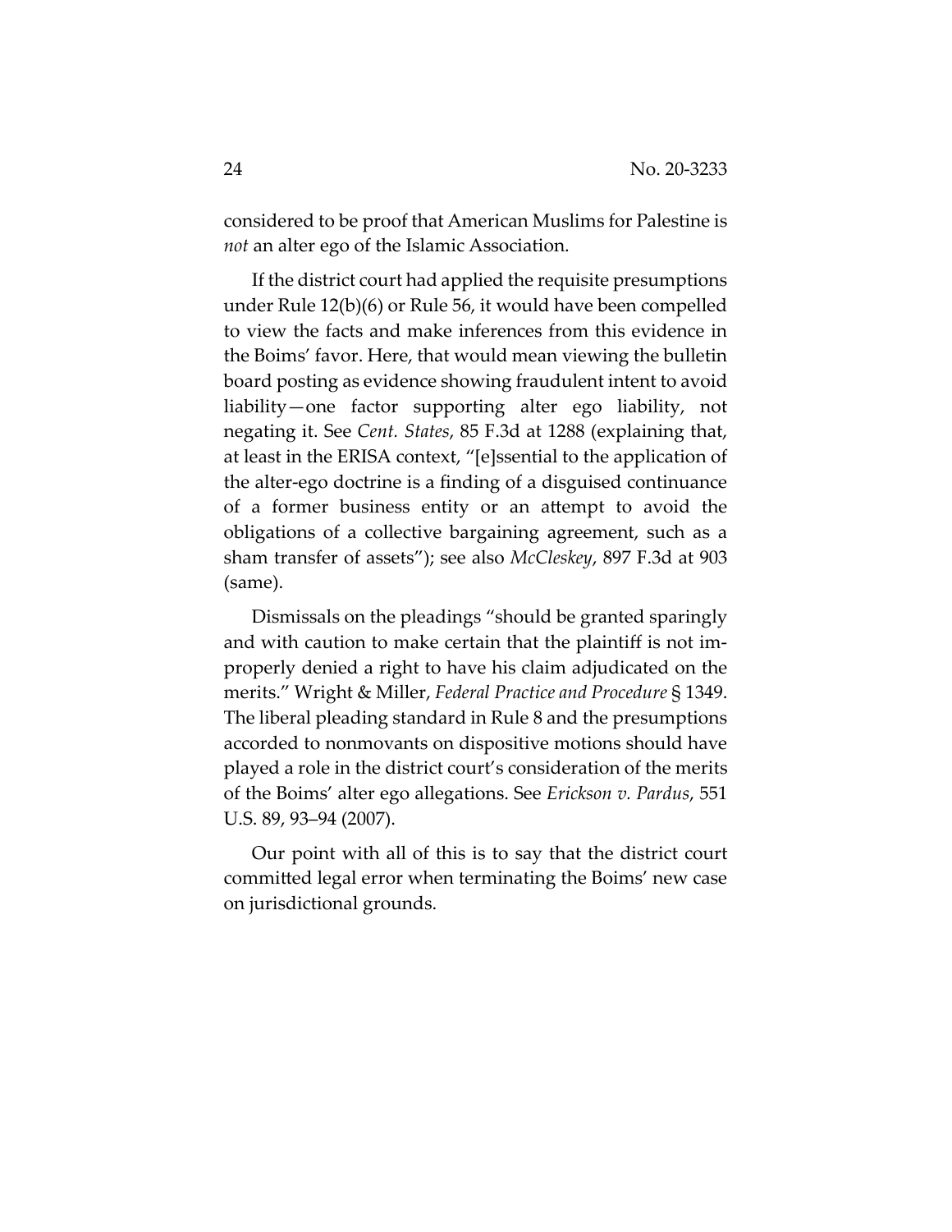considered to be proof that American Muslims for Palestine is *not* an alter ego of the Islamic Association.

If the district court had applied the requisite presumptions under Rule 12(b)(6) or Rule 56, it would have been compelled to view the facts and make inferences from this evidence in the Boims' favor. Here, that would mean viewing the bulletin board posting as evidence showing fraudulent intent to avoid liability—one factor supporting alter ego liability, not negating it. See *Cent. States*, 85 F.3d at 1288 (explaining that, at least in the ERISA context, "[e]ssential to the application of the alter-ego doctrine is a finding of a disguised continuance of a former business entity or an attempt to avoid the obligations of a collective bargaining agreement, such as a sham transfer of assets"); see also *McCleskey*, 897 F.3d at 903 (same).

Dismissals on the pleadings "should be granted sparingly and with caution to make certain that the plaintiff is not improperly denied a right to have his claim adjudicated on the merits." Wright & Miller, *Federal Practice and Procedure* § 1349. The liberal pleading standard in Rule 8 and the presumptions accorded to nonmovants on dispositive motions should have played a role in the district court's consideration of the merits of the Boims' alter ego allegations. See *Erickson v. Pardus*, 551 U.S. 89, 93–94 (2007).

Our point with all of this is to say that the district court committed legal error when terminating the Boims' new case on jurisdictional grounds.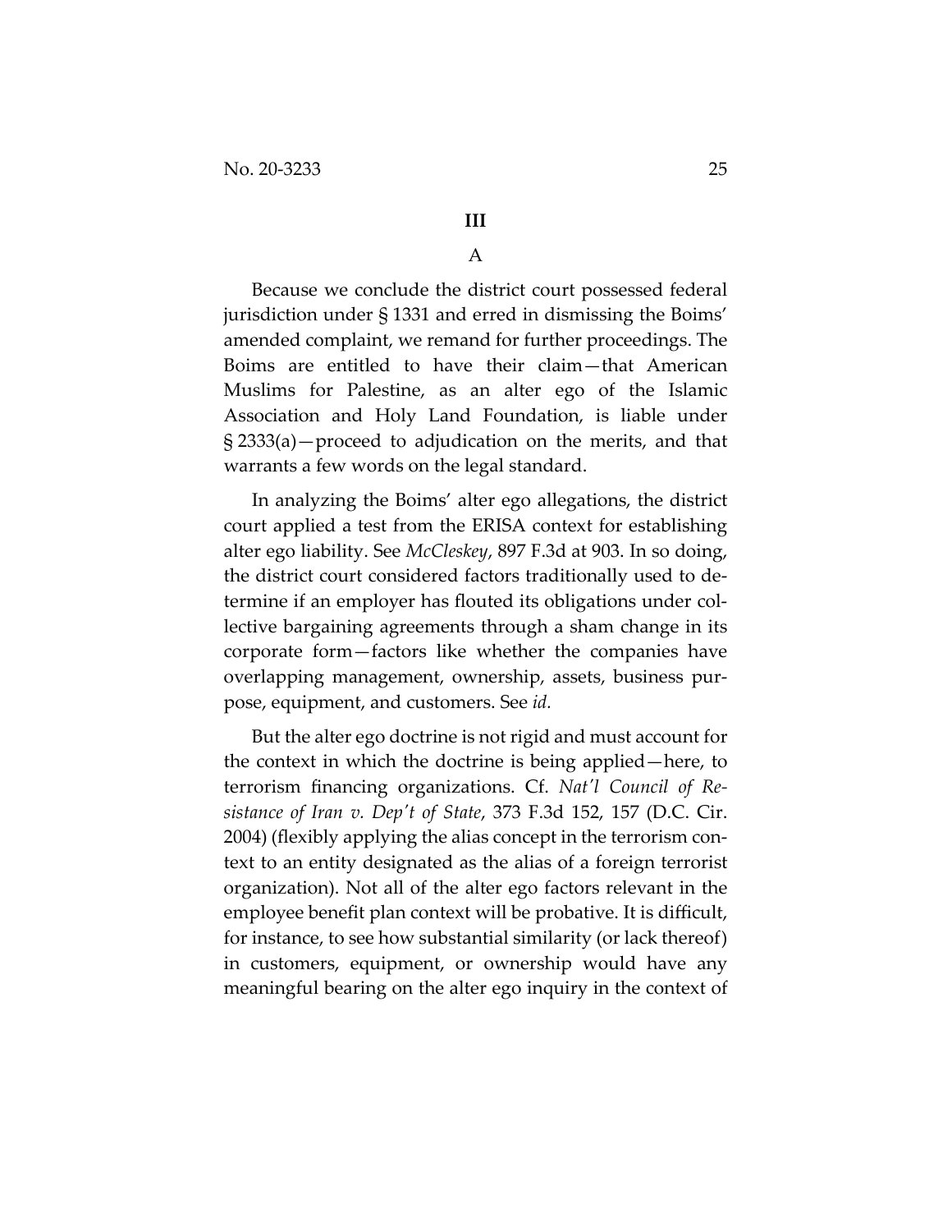## III

### A

Because we conclude the district court possessed federal jurisdiction under § 1331 and erred in dismissing the Boims' amended complaint, we remand for further proceedings. The Boims are entitled to have their claim—that American Muslims for Palestine, as an alter ego of the Islamic Association and Holy Land Foundation, is liable under § 2333(a)—proceed to adjudication on the merits, and that warrants a few words on the legal standard.

In analyzing the Boims' alter ego allegations, the district court applied a test from the ERISA context for establishing alter ego liability. See *McCleskey*, 897 F.3d at 903. In so doing, the district court considered factors traditionally used to determine if an employer has flouted its obligations under collective bargaining agreements through a sham change in its corporate form—factors like whether the companies have overlapping management, ownership, assets, business purpose, equipment, and customers. See *id.*

But the alter ego doctrine is not rigid and must account for the context in which the doctrine is being applied—here, to terrorism financing organizations. Cf. *Nat'l Council of Resistance of Iran v. Dep't of State*, 373 F.3d 152, 157 (D.C. Cir. 2004) (flexibly applying the alias concept in the terrorism context to an entity designated as the alias of a foreign terrorist organization). Not all of the alter ego factors relevant in the employee benefit plan context will be probative. It is difficult, for instance, to see how substantial similarity (or lack thereof) in customers, equipment, or ownership would have any meaningful bearing on the alter ego inquiry in the context of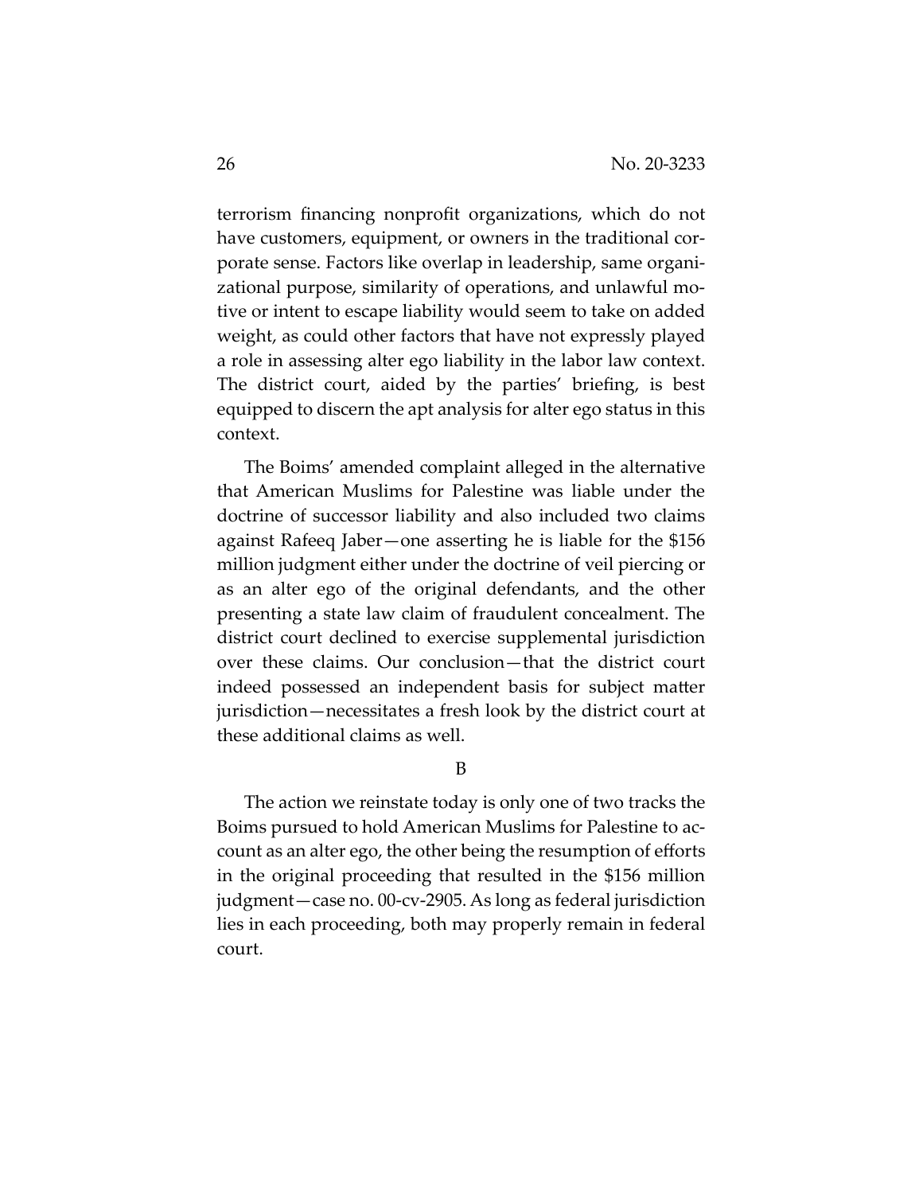terrorism financing nonprofit organizations, which do not have customers, equipment, or owners in the traditional corporate sense. Factors like overlap in leadership, same organizational purpose, similarity of operations, and unlawful motive or intent to escape liability would seem to take on added weight, as could other factors that have not expressly played a role in assessing alter ego liability in the labor law context. The district court, aided by the parties' briefing, is best equipped to discern the apt analysis for alter ego status in this context.

The Boims' amended complaint alleged in the alternative that American Muslims for Palestine was liable under the doctrine of successor liability and also included two claims against Rafeeq Jaber—one asserting he is liable for the $156 million judgment either under the doctrine of veil piercing or as an alter ego of the original defendants, and the other presenting a state law claim of fraudulent concealment. The district court declined to exercise supplemental jurisdiction over these claims. Our conclusion—that the district court indeed possessed an independent basis for subject matter jurisdiction—necessitates a fresh look by the district court at these additional claims as well.

B

The action we reinstate today is only one of two tracks the Boims pursued to hold American Muslims for Palestine to account as an alter ego, the other being the resumption of efforts in the original proceeding that resulted in the $156 million judgment—case no. 00-cv-2905. As long as federal jurisdiction lies in each proceeding, both may properly remain in federal court.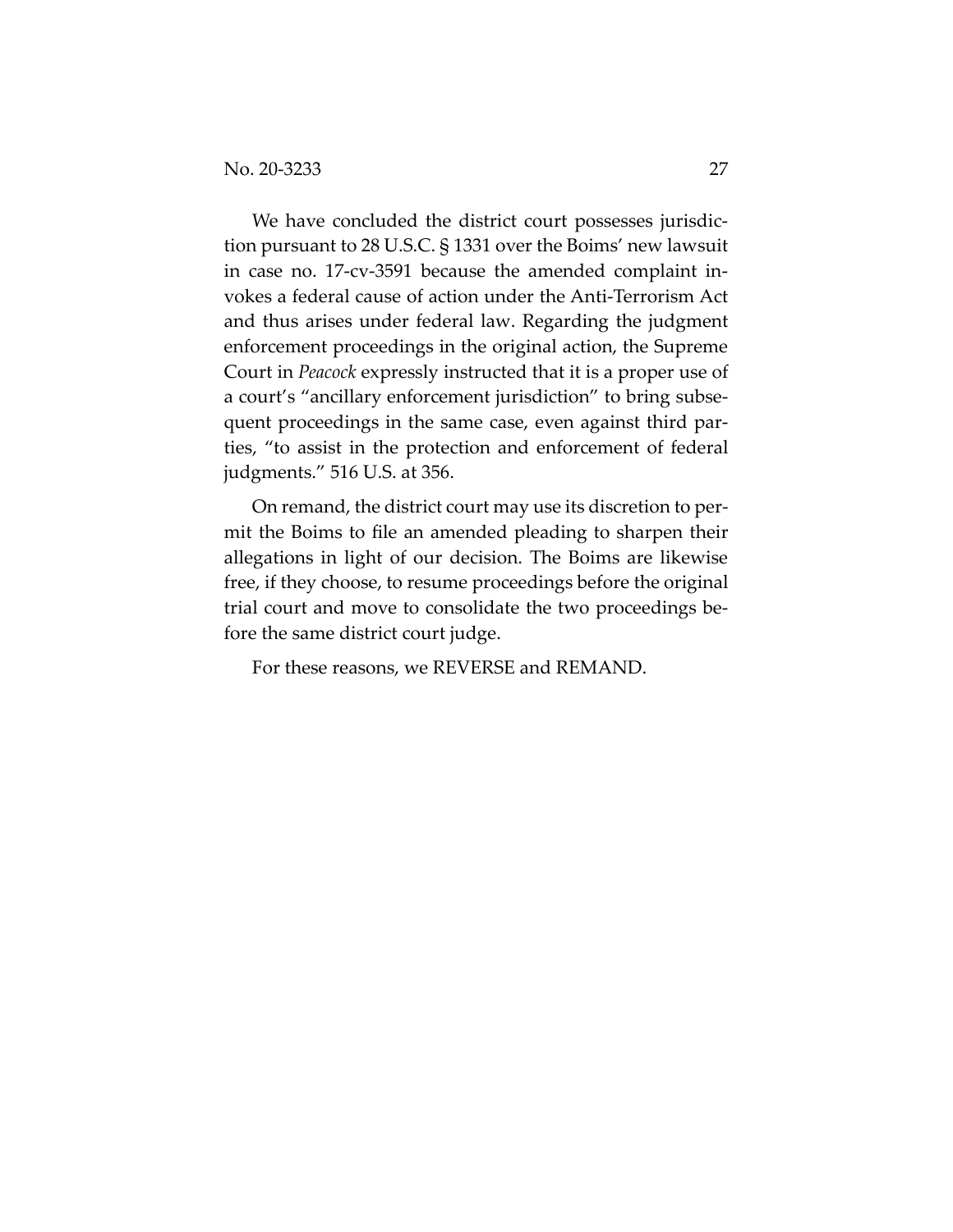We have concluded the district court possesses jurisdiction pursuant to 28 U.S.C. § 1331 over the Boims' new lawsuit in case no. 17-cv-3591 because the amended complaint invokes a federal cause of action under the Anti-Terrorism Act and thus arises under federal law. Regarding the judgment enforcement proceedings in the original action, the Supreme Court in *Peacock* expressly instructed that it is a proper use of a court's "ancillary enforcement jurisdiction" to bring subsequent proceedings in the same case, even against third parties, "to assist in the protection and enforcement of federal judgments." 516 U.S. at 356.

On remand, the district court may use its discretion to permit the Boims to file an amended pleading to sharpen their allegations in light of our decision. The Boims are likewise free, if they choose, to resume proceedings before the original trial court and move to consolidate the two proceedings before the same district court judge.

For these reasons, we REVERSE and REMAND.